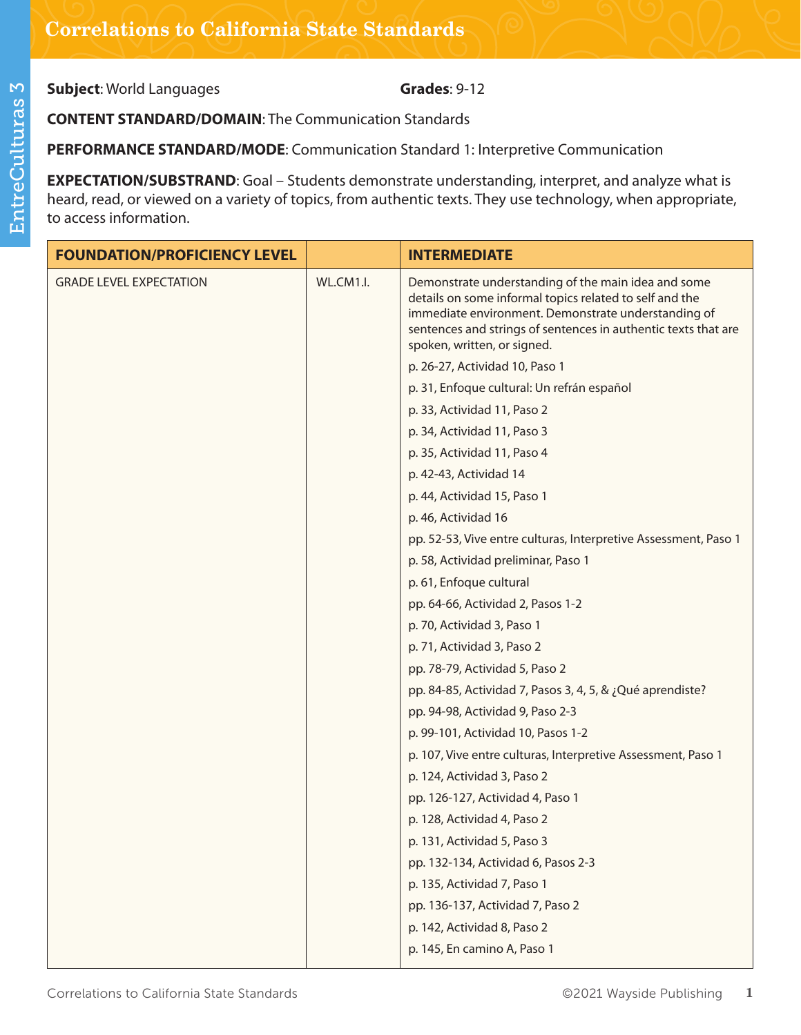# Correlations to California State Standards

**Subject**: World Languages **Grades**: 9-12

**CONTENT STANDARD/DOMAIN**: The Communication Standards

**PERFORMANCE STANDARD/MODE**: Communication Standard 1: Interpretive Communication

**EXPECTATION/SUBSTRAND**: Goal – Students demonstrate understanding, interpret, and analyze what is heard, read, or viewed on a variety of topics, from authentic texts. They use technology, when appropriate, to access information.

| FOUNDATION/PROFICIENCY LEVEL | | INTERMEDIATE |
|---|---|---|
| GRADE LEVEL EXPECTATION | WL.CM1.I. | Demonstrate understanding of the main idea and some details on some informal topics related to self and the immediate environment. Demonstrate understanding of sentences and strings of sentences in authentic texts that are spoken, written, or signed.<br>p. 26-27, Actividad 10, Paso 1<br>p. 31, Enfoque cultural: Un refrán español<br>p. 33, Actividad 11, Paso 2<br>p. 34, Actividad 11, Paso 3<br>p. 35, Actividad 11, Paso 4<br>p. 42-43, Actividad 14<br>p. 44, Actividad 15, Paso 1<br>p. 46, Actividad 16<br>pp. 52-53, Vive entre culturas, Interpretive Assessment, Paso 1<br>p. 58, Actividad preliminar, Paso 1<br>p. 61, Enfoque cultural<br>pp. 64-66, Actividad 2, Pasos 1-2<br>p. 70, Actividad 3, Paso 1<br>p. 71, Actividad 3, Paso 2<br>pp. 78-79, Actividad 5, Paso 2<br>pp. 84-85, Actividad 7, Pasos 3, 4, 5, & ¿Qué aprendiste?<br>pp. 94-98, Actividad 9, Paso 2-3<br>p. 99-101, Actividad 10, Pasos 1-2<br>p. 107, Vive entre culturas, Interpretive Assessment, Paso 1<br>p. 124, Actividad 3, Paso 2<br>pp. 126-127, Actividad 4, Paso 1<br>p. 128, Actividad 4, Paso 2<br>p. 131, Actividad 5, Paso 3<br>pp. 132-134, Actividad 6, Pasos 2-3<br>p. 135, Actividad 7, Paso 1<br>pp. 136-137, Actividad 7, Paso 2<br>p. 142, Actividad 8, Paso 2<br>p. 145, En camino A, Paso 1 |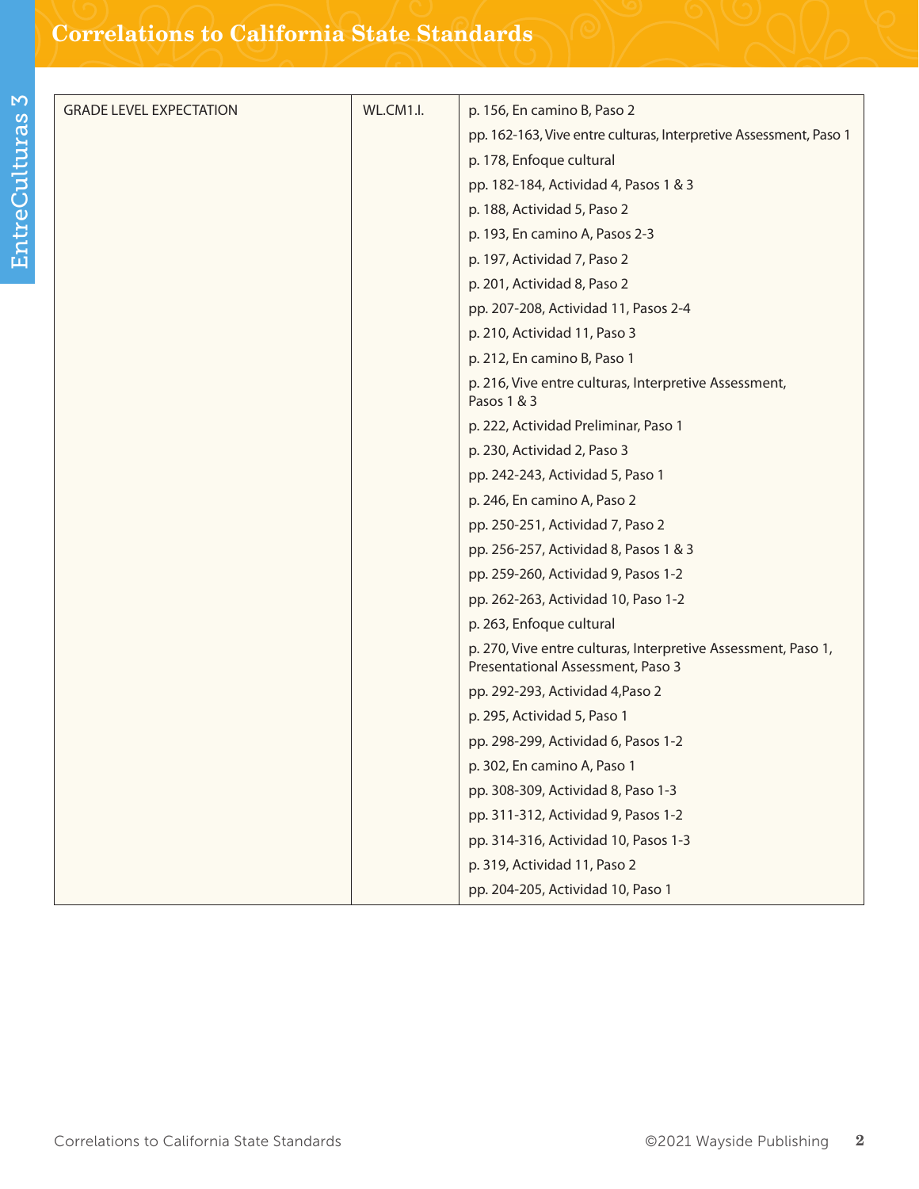| GRADE LEVEL EXPECTATION | WL.CM1.I. | p. 156, En camino B, Paso 2<br>pp. 162-163, Vive entre culturas, Interpretive Assessment, Paso 1<br>p. 178, Enfoque cultural<br>pp. 182-184, Actividad 4, Pasos 1 & 3<br>p. 188, Actividad 5, Paso 2<br>p. 193, En camino A, Pasos 2-3<br>p. 197, Actividad 7, Paso 2<br>p. 201, Actividad 8, Paso 2<br>pp. 207-208, Actividad 11, Pasos 2-4<br>p. 210, Actividad 11, Paso 3<br>p. 212, En camino B, Paso 1<br>p. 216, Vive entre culturas, Interpretive Assessment, Pasos 1 & 3<br>p. 222, Actividad Preliminar, Paso 1<br>p. 230, Actividad 2, Paso 3<br>pp. 242-243, Actividad 5, Paso 1<br>p. 246, En camino A, Paso 2<br>pp. 250-251, Actividad 7, Paso 2<br>pp. 256-257, Actividad 8, Pasos 1 & 3<br>pp. 259-260, Actividad 9, Pasos 1-2<br>pp. 262-263, Actividad 10, Paso 1-2<br>p. 263, Enfoque cultural<br>p. 270, Vive entre culturas, Interpretive Assessment, Paso 1, Presentational Assessment, Paso 3<br>pp. 292-293, Actividad 4,Paso 2<br>p. 295, Actividad 5, Paso 1<br>pp. 298-299, Actividad 6, Pasos 1-2<br>p. 302, En camino A, Paso 1<br>pp. 308-309, Actividad 8, Paso 1-3<br>pp. 311-312, Actividad 9, Pasos 1-2<br>pp. 314-316, Actividad 10, Pasos 1-3<br>p. 319, Actividad 11, Paso 2<br>pp. 204-205, Actividad 10, Paso 1 |
|---|---|---|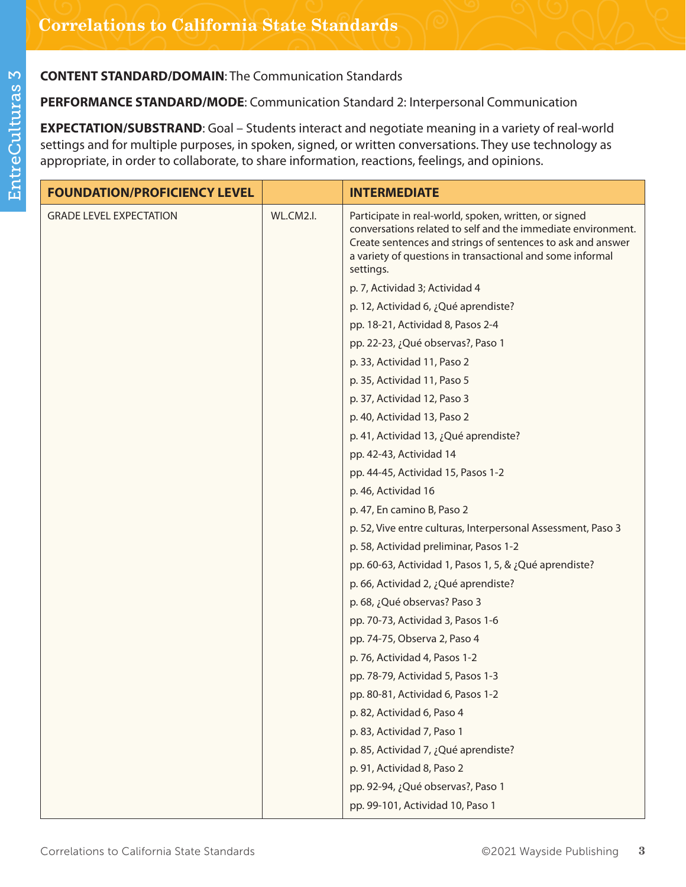# Correlations to California State Standards

**CONTENT STANDARD/DOMAIN**: The Communication Standards

**PERFORMANCE STANDARD/MODE**: Communication Standard 2: Interpersonal Communication

**EXPECTATION/SUBSTRAND**: Goal – Students interact and negotiate meaning in a variety of real-world settings and for multiple purposes, in spoken, signed, or written conversations. They use technology as appropriate, in order to collaborate, to share information, reactions, feelings, and opinions.

| FOUNDATION/PROFICIENCY LEVEL | | INTERMEDIATE |
|---|---|---|
| GRADE LEVEL EXPECTATION | WL.CM2.I. | Participate in real-world, spoken, written, or signed conversations related to self and the immediate environment. Create sentences and strings of sentences to ask and answer a variety of questions in transactional and some informal settings.<br>p. 7, Actividad 3; Actividad 4<br>p. 12, Actividad 6, ¿Qué aprendiste?<br>pp. 18-21, Actividad 8, Pasos 2-4<br>pp. 22-23, ¿Qué observas?, Paso 1<br>p. 33, Actividad 11, Paso 2<br>p. 35, Actividad 11, Paso 5<br>p. 37, Actividad 12, Paso 3<br>p. 40, Actividad 13, Paso 2<br>p. 41, Actividad 13, ¿Qué aprendiste?<br>pp. 42-43, Actividad 14<br>pp. 44-45, Actividad 15, Pasos 1-2<br>p. 46, Actividad 16<br>p. 47, En camino B, Paso 2<br>p. 52, Vive entre culturas, Interpersonal Assessment, Paso 3<br>p. 58, Actividad preliminar, Pasos 1-2<br>pp. 60-63, Actividad 1, Pasos 1, 5, & ¿Qué aprendiste?<br>p. 66, Actividad 2, ¿Qué aprendiste?<br>p. 68, ¿Qué observas? Paso 3<br>pp. 70-73, Actividad 3, Pasos 1-6<br>pp. 74-75, Observa 2, Paso 4<br>p. 76, Actividad 4, Pasos 1-2<br>pp. 78-79, Actividad 5, Pasos 1-3<br>pp. 80-81, Actividad 6, Pasos 1-2<br>p. 82, Actividad 6, Paso 4<br>p. 83, Actividad 7, Paso 1<br>p. 85, Actividad 7, ¿Qué aprendiste?<br>p. 91, Actividad 8, Paso 2<br>pp. 92-94, ¿Qué observas?, Paso 1<br>pp. 99-101, Actividad 10, Paso 1 |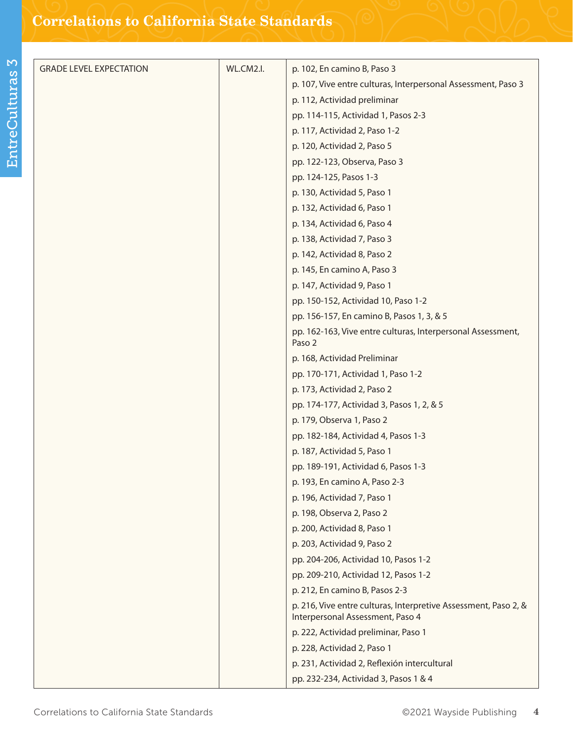| GRADE LEVEL EXPECTATION | WL.CM2.I. | p. 102, En camino B, Paso 3<br>p. 107, Vive entre culturas, Interpersonal Assessment, Paso 3<br>p. 112, Actividad preliminar<br>pp. 114-115, Actividad 1, Pasos 2-3<br>p. 117, Actividad 2, Paso 1-2<br>p. 120, Actividad 2, Paso 5<br>pp. 122-123, Observa, Paso 3<br>pp. 124-125, Pasos 1-3<br>p. 130, Actividad 5, Paso 1<br>p. 132, Actividad 6, Paso 1<br>p. 134, Actividad 6, Paso 4<br>p. 138, Actividad 7, Paso 3<br>p. 142, Actividad 8, Paso 2<br>p. 145, En camino A, Paso 3<br>p. 147, Actividad 9, Paso 1<br>pp. 150-152, Actividad 10, Paso 1-2<br>pp. 156-157, En camino B, Pasos 1, 3, & 5<br>pp. 162-163, Vive entre culturas, Interpersonal Assessment, Paso 2<br>p. 168, Actividad Preliminar<br>pp. 170-171, Actividad 1, Paso 1-2<br>p. 173, Actividad 2, Paso 2<br>pp. 174-177, Actividad 3, Pasos 1, 2, & 5<br>p. 179, Observa 1, Paso 2<br>pp. 182-184, Actividad 4, Pasos 1-3<br>p. 187, Actividad 5, Paso 1<br>pp. 189-191, Actividad 6, Pasos 1-3<br>p. 193, En camino A, Paso 2-3<br>p. 196, Actividad 7, Paso 1<br>p. 198, Observa 2, Paso 2<br>p. 200, Actividad 8, Paso 1<br>p. 203, Actividad 9, Paso 2<br>pp. 204-206, Actividad 10, Pasos 1-2<br>pp. 209-210, Actividad 12, Pasos 1-2<br>p. 212, En camino B, Pasos 2-3<br>p. 216, Vive entre culturas, Interpretive Assessment, Paso 2, & Interpersonal Assessment, Paso 4<br>p. 222, Actividad preliminar, Paso 1<br>p. 228, Actividad 2, Paso 1<br>p. 231, Actividad 2, Reflexión intercultural<br>pp. 232-234, Actividad 3, Pasos 1 & 4 |
|---|---|---|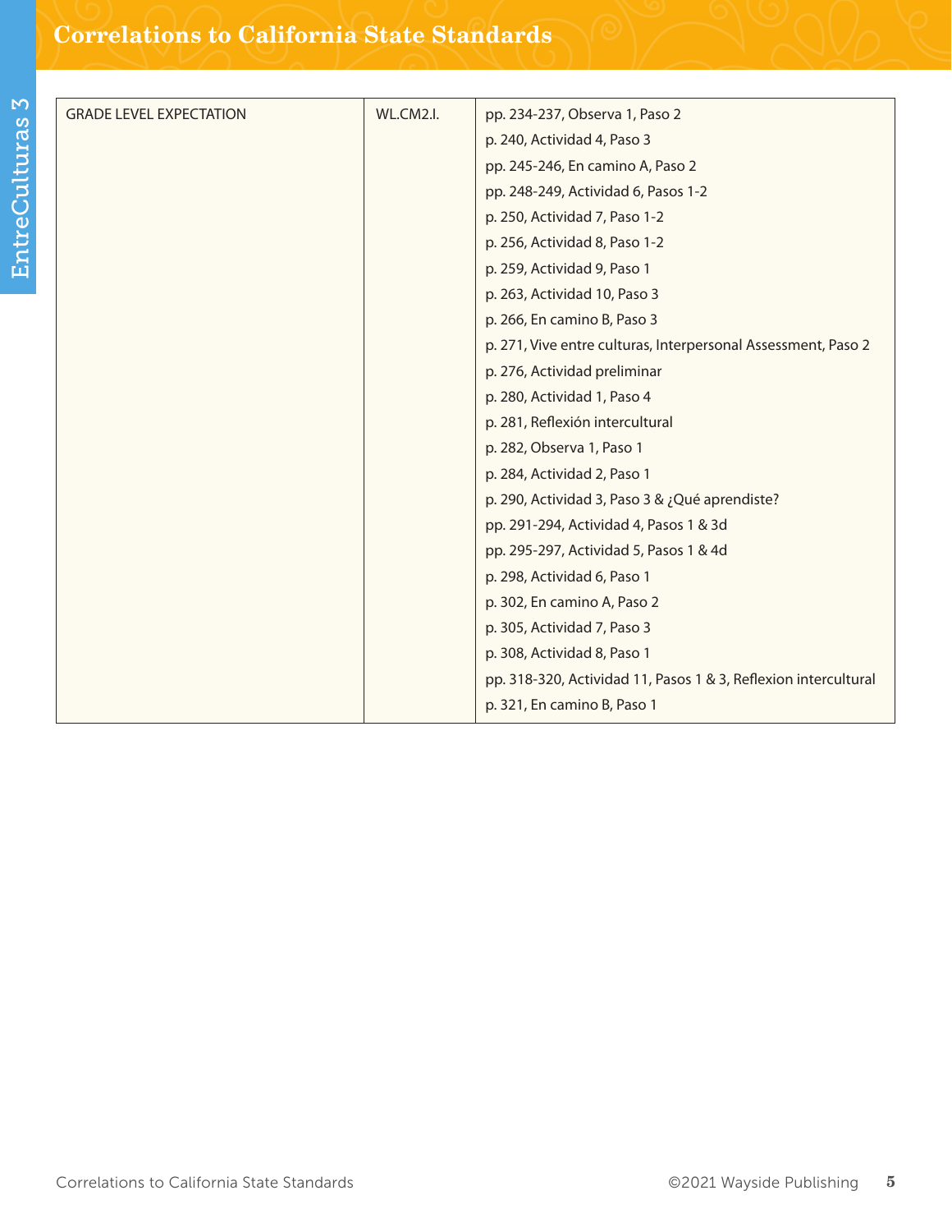| GRADE LEVEL EXPECTATION | WL.CM2.I. | pp. 234-237, Observa 1, Paso 2<br>p. 240, Actividad 4, Paso 3<br>pp. 245-246, En camino A, Paso 2<br>pp. 248-249, Actividad 6, Pasos 1-2<br>p. 250, Actividad 7, Paso 1-2<br>p. 256, Actividad 8, Paso 1-2<br>p. 259, Actividad 9, Paso 1<br>p. 263, Actividad 10, Paso 3<br>p. 266, En camino B, Paso 3<br>p. 271, Vive entre culturas, Interpersonal Assessment, Paso 2<br>p. 276, Actividad preliminar<br>p. 280, Actividad 1, Paso 4<br>p. 281, Reflexión intercultural<br>p. 282, Observa 1, Paso 1<br>p. 284, Actividad 2, Paso 1<br>p. 290, Actividad 3, Paso 3 & ¿Qué aprendiste?<br>pp. 291-294, Actividad 4, Pasos 1 & 3d<br>pp. 295-297, Actividad 5, Pasos 1 & 4d<br>p. 298, Actividad 6, Paso 1<br>p. 302, En camino A, Paso 2<br>p. 305, Actividad 7, Paso 3<br>p. 308, Actividad 8, Paso 1<br>pp. 318-320, Actividad 11, Pasos 1 & 3, Reflexion intercultural<br>p. 321, En camino B, Paso 1 |
|---|---|---|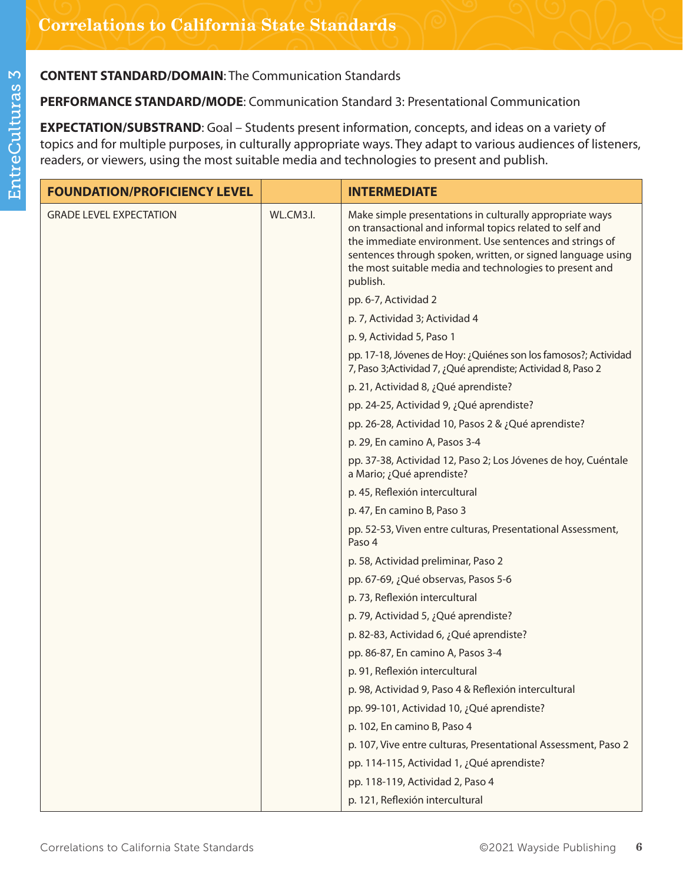## Correlations to California State Standards

**CONTENT STANDARD/DOMAIN**: The Communication Standards

**PERFORMANCE STANDARD/MODE**: Communication Standard 3: Presentational Communication

**EXPECTATION/SUBSTRAND**: Goal – Students present information, concepts, and ideas on a variety of topics and for multiple purposes, in culturally appropriate ways. They adapt to various audiences of listeners, readers, or viewers, using the most suitable media and technologies to present and publish.

| FOUNDATION/PROFICIENCY LEVEL | | INTERMEDIATE |
|---|---|---|
| GRADE LEVEL EXPECTATION | WL.CM3.I. | Make simple presentations in culturally appropriate ways on transactional and informal topics related to self and the immediate environment. Use sentences and strings of sentences through spoken, written, or signed language using the most suitable media and technologies to present and publish.<br>pp. 6-7, Actividad 2<br>p. 7, Actividad 3; Actividad 4<br>p. 9, Actividad 5, Paso 1<br>pp. 17-18, Jóvenes de Hoy: ¿Quiénes son los famosos?; Actividad 7, Paso 3;Actividad 7, ¿Qué aprendiste; Actividad 8, Paso 2<br>p. 21, Actividad 8, ¿Qué aprendiste?<br>pp. 24-25, Actividad 9, ¿Qué aprendiste?<br>pp. 26-28, Actividad 10, Pasos 2 & ¿Qué aprendiste?<br>p. 29, En camino A, Pasos 3-4<br>pp. 37-38, Actividad 12, Paso 2; Los Jóvenes de hoy, Cuéntale a Mario; ¿Qué aprendiste?<br>p. 45, Reflexión intercultural<br>p. 47, En camino B, Paso 3<br>pp. 52-53, Viven entre culturas, Presentational Assessment, Paso 4<br>p. 58, Actividad preliminar, Paso 2<br>pp. 67-69, ¿Qué observas, Pasos 5-6<br>p. 73, Reflexión intercultural<br>p. 79, Actividad 5, ¿Qué aprendiste?<br>p. 82-83, Actividad 6, ¿Qué aprendiste?<br>pp. 86-87, En camino A, Pasos 3-4<br>p. 91, Reflexión intercultural<br>p. 98, Actividad 9, Paso 4 & Reflexión intercultural<br>pp. 99-101, Actividad 10, ¿Qué aprendiste?<br>p. 102, En camino B, Paso 4<br>p. 107, Vive entre culturas, Presentational Assessment, Paso 2<br>pp. 114-115, Actividad 1, ¿Qué aprendiste?<br>pp. 118-119, Actividad 2, Paso 4<br>p. 121, Reflexión intercultural |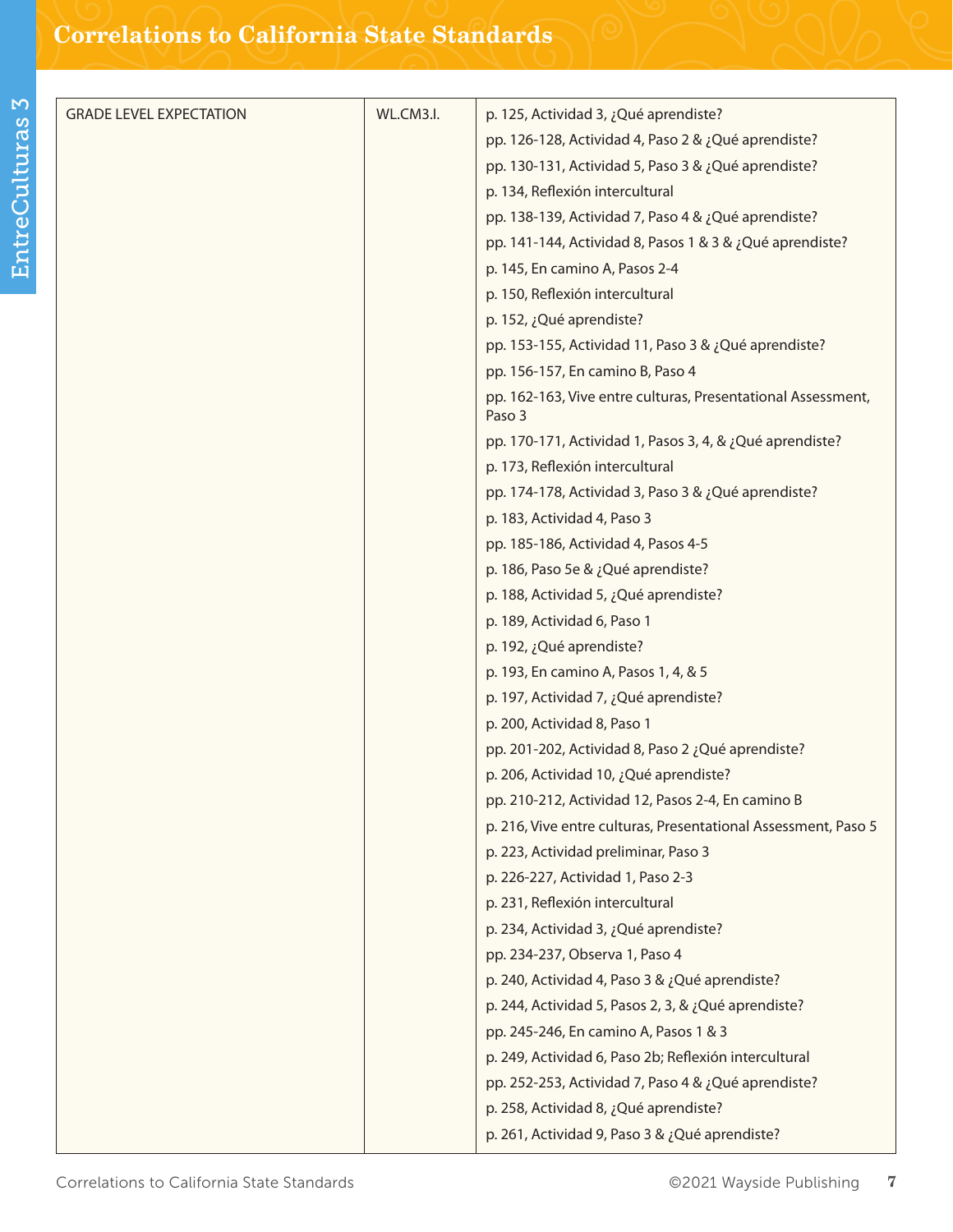| GRADE LEVEL EXPECTATION | WL.CM3.I. | p. 125, Actividad 3, ¿Qué aprendiste?<br>pp. 126-128, Actividad 4, Paso 2 & ¿Qué aprendiste?<br>pp. 130-131, Actividad 5, Paso 3 & ¿Qué aprendiste?<br>p. 134, Reflexión intercultural<br>pp. 138-139, Actividad 7, Paso 4 & ¿Qué aprendiste?<br>pp. 141-144, Actividad 8, Pasos 1 & 3 & ¿Qué aprendiste?<br>p. 145, En camino A, Pasos 2-4<br>p. 150, Reflexión intercultural<br>p. 152, ¿Qué aprendiste?<br>pp. 153-155, Actividad 11, Paso 3 & ¿Qué aprendiste?<br>pp. 156-157, En camino B, Paso 4<br>pp. 162-163, Vive entre culturas, Presentational Assessment, Paso 3<br>pp. 170-171, Actividad 1, Pasos 3, 4, & ¿Qué aprendiste?<br>p. 173, Reflexión intercultural<br>pp. 174-178, Actividad 3, Paso 3 & ¿Qué aprendiste?<br>p. 183, Actividad 4, Paso 3<br>pp. 185-186, Actividad 4, Pasos 4-5<br>p. 186, Paso 5e & ¿Qué aprendiste?<br>p. 188, Actividad 5, ¿Qué aprendiste?<br>p. 189, Actividad 6, Paso 1<br>p. 192, ¿Qué aprendiste?<br>p. 193, En camino A, Pasos 1, 4, & 5<br>p. 197, Actividad 7, ¿Qué aprendiste?<br>p. 200, Actividad 8, Paso 1<br>pp. 201-202, Actividad 8, Paso 2 ¿Qué aprendiste?<br>p. 206, Actividad 10, ¿Qué aprendiste?<br>pp. 210-212, Actividad 12, Pasos 2-4, En camino B<br>p. 216, Vive entre culturas, Presentational Assessment, Paso 5<br>p. 223, Actividad preliminar, Paso 3<br>p. 226-227, Actividad 1, Paso 2-3<br>p. 231, Reflexión intercultural<br>p. 234, Actividad 3, ¿Qué aprendiste?<br>pp. 234-237, Observa 1, Paso 4<br>p. 240, Actividad 4, Paso 3 & ¿Qué aprendiste?<br>p. 244, Actividad 5, Pasos 2, 3, & ¿Qué aprendiste?<br>pp. 245-246, En camino A, Pasos 1 & 3<br>p. 249, Actividad 6, Paso 2b; Reflexión intercultural<br>pp. 252-253, Actividad 7, Paso 4 & ¿Qué aprendiste?<br>p. 258, Actividad 8, ¿Qué aprendiste?<br>p. 261, Actividad 9, Paso 3 & ¿Qué aprendiste? |
|---|---|---|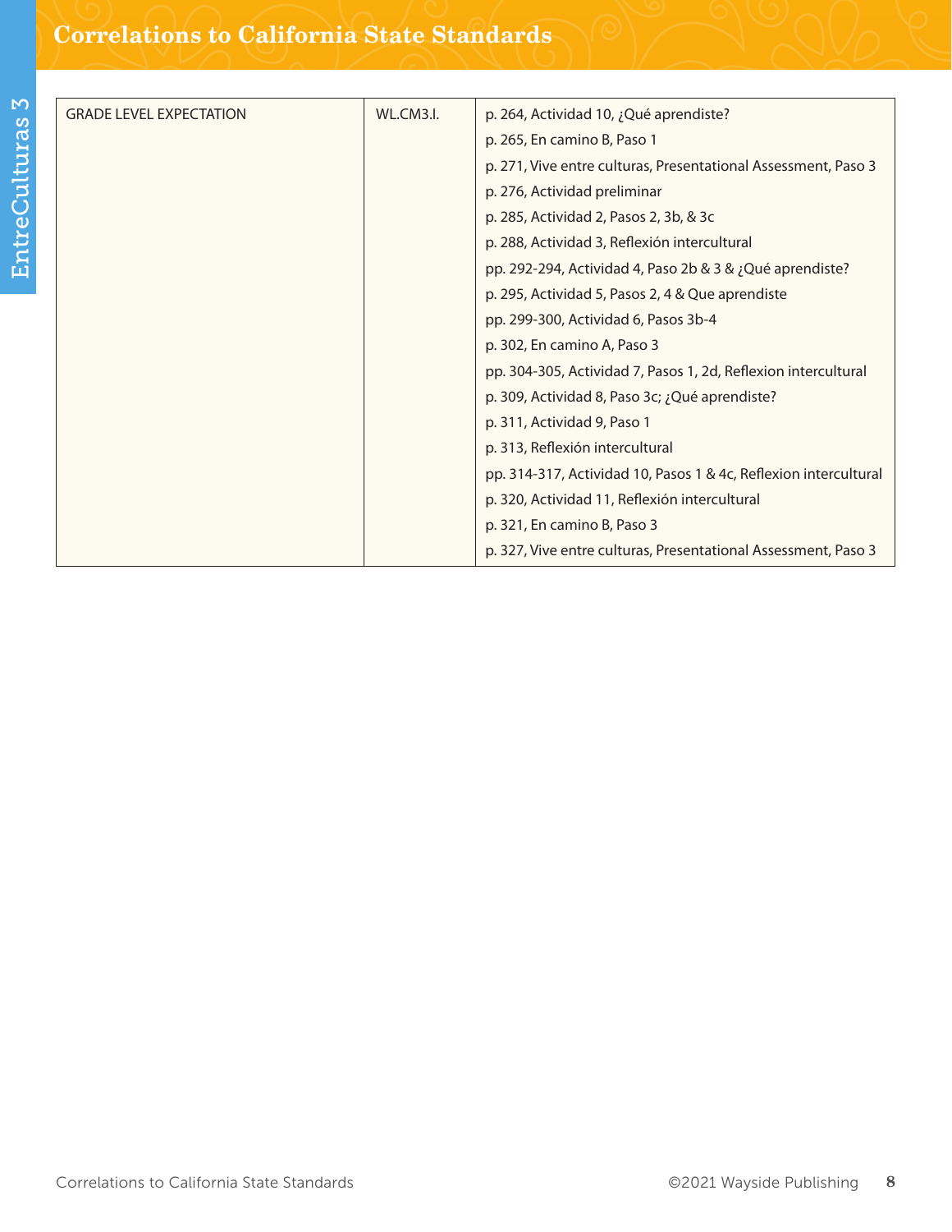| GRADE LEVEL EXPECTATION | WL.CM3.I. | p. 264, Actividad 10, ¿Qué aprendiste?<br>p. 265, En camino B, Paso 1<br>p. 271, Vive entre culturas, Presentational Assessment, Paso 3<br>p. 276, Actividad preliminar<br>p. 285, Actividad 2, Pasos 2, 3b, & 3c<br>p. 288, Actividad 3, Reflexión intercultural<br>pp. 292-294, Actividad 4, Paso 2b & 3 & ¿Qué aprendiste?<br>p. 295, Actividad 5, Pasos 2, 4 & Que aprendiste<br>pp. 299-300, Actividad 6, Pasos 3b-4<br>p. 302, En camino A, Paso 3<br>pp. 304-305, Actividad 7, Pasos 1, 2d, Reflexion intercultural<br>p. 309, Actividad 8, Paso 3c; ¿Qué aprendiste?<br>p. 311, Actividad 9, Paso 1<br>p. 313, Reflexión intercultural<br>pp. 314-317, Actividad 10, Pasos 1 & 4c, Reflexion intercultural<br>p. 320, Actividad 11, Reflexión intercultural<br>p. 321, En camino B, Paso 3<br>p. 327, Vive entre culturas, Presentational Assessment, Paso 3 |
|---|---|---|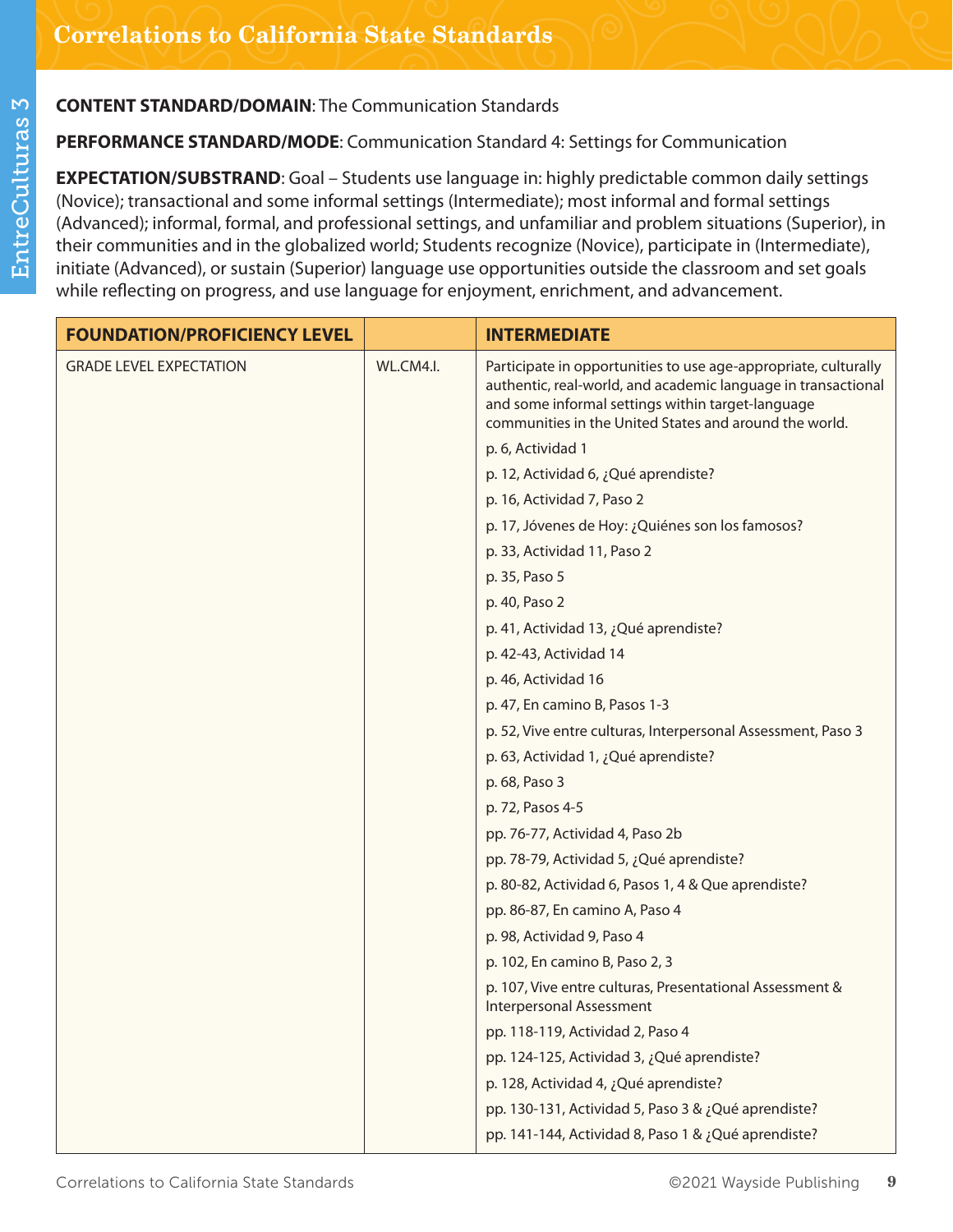## Correlations to California State Standards

**CONTENT STANDARD/DOMAIN**: The Communication Standards

**PERFORMANCE STANDARD/MODE**: Communication Standard 4: Settings for Communication

**EXPECTATION/SUBSTRAND**: Goal – Students use language in: highly predictable common daily settings (Novice); transactional and some informal settings (Intermediate); most informal and formal settings (Advanced); informal, formal, and professional settings, and unfamiliar and problem situations (Superior), in their communities and in the globalized world; Students recognize (Novice), participate in (Intermediate), initiate (Advanced), or sustain (Superior) language use opportunities outside the classroom and set goals while reflecting on progress, and use language for enjoyment, enrichment, and advancement.

| FOUNDATION/PROFICIENCY LEVEL | | INTERMEDIATE |
|---|---|---|
| GRADE LEVEL EXPECTATION | WL.CM4.I. | Participate in opportunities to use age-appropriate, culturally authentic, real-world, and academic language in transactional and some informal settings within target-language communities in the United States and around the world.<br>p. 6, Actividad 1<br>p. 12, Actividad 6, ¿Qué aprendiste?<br>p. 16, Actividad 7, Paso 2<br>p. 17, Jóvenes de Hoy: ¿Quiénes son los famosos?<br>p. 33, Actividad 11, Paso 2<br>p. 35, Paso 5<br>p. 40, Paso 2<br>p. 41, Actividad 13, ¿Qué aprendiste?<br>p. 42-43, Actividad 14<br>p. 46, Actividad 16<br>p. 47, En camino B, Pasos 1-3<br>p. 52, Vive entre culturas, Interpersonal Assessment, Paso 3<br>p. 63, Actividad 1, ¿Qué aprendiste?<br>p. 68, Paso 3<br>p. 72, Pasos 4-5<br>pp. 76-77, Actividad 4, Paso 2b<br>pp. 78-79, Actividad 5, ¿Qué aprendiste?<br>p. 80-82, Actividad 6, Pasos 1, 4 & Que aprendiste?<br>pp. 86-87, En camino A, Paso 4<br>p. 98, Actividad 9, Paso 4<br>p. 102, En camino B, Paso 2, 3<br>p. 107, Vive entre culturas, Presentational Assessment & Interpersonal Assessment<br>pp. 118-119, Actividad 2, Paso 4<br>pp. 124-125, Actividad 3, ¿Qué aprendiste?<br>p. 128, Actividad 4, ¿Qué aprendiste?<br>pp. 130-131, Actividad 5, Paso 3 & ¿Qué aprendiste?<br>pp. 141-144, Actividad 8, Paso 1 & ¿Qué aprendiste? |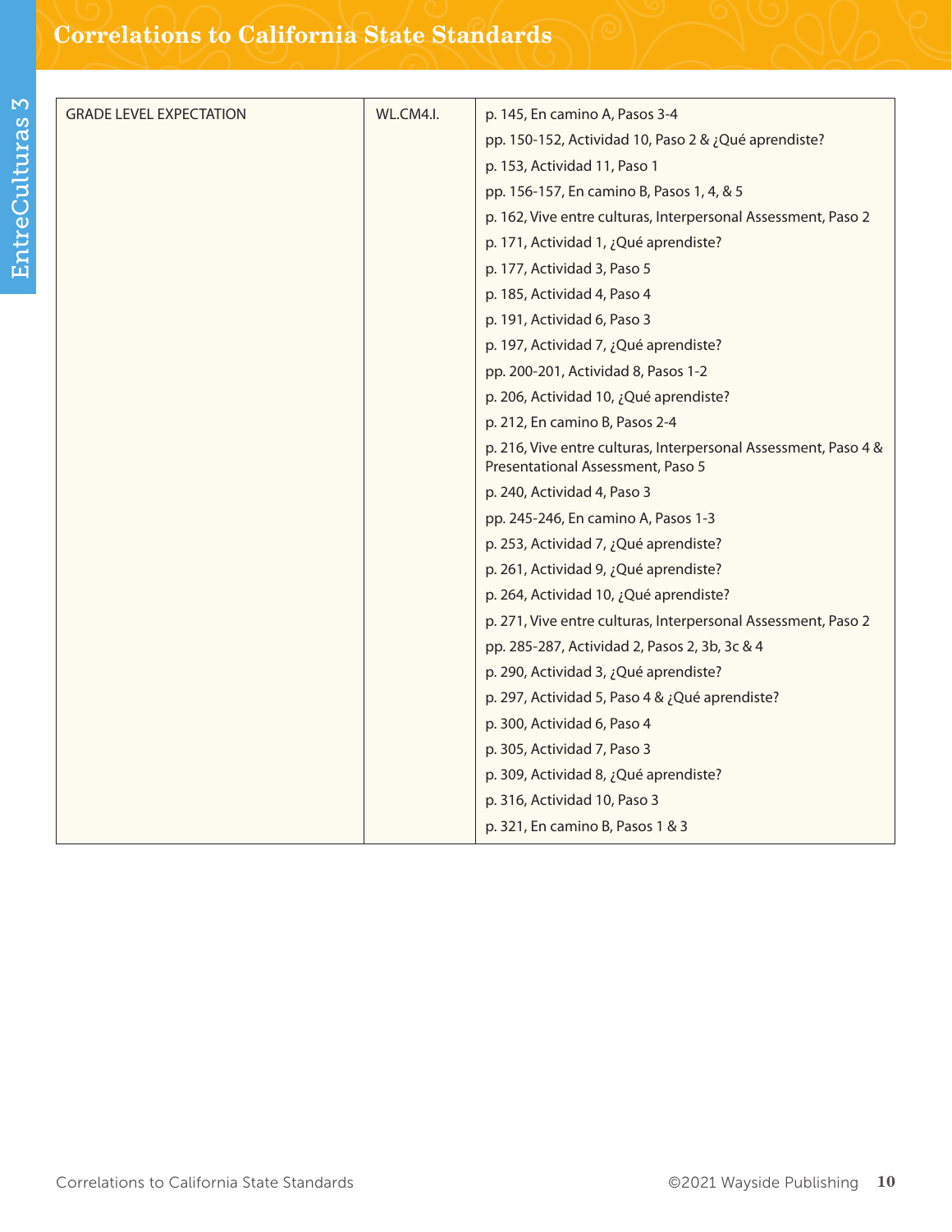| GRADE LEVEL EXPECTATION | WL.CM4.I. | p. 145, En camino A, Pasos 3-4<br>pp. 150-152, Actividad 10, Paso 2 & ¿Qué aprendiste?<br>p. 153, Actividad 11, Paso 1<br>pp. 156-157, En camino B, Pasos 1, 4, & 5<br>p. 162, Vive entre culturas, Interpersonal Assessment, Paso 2<br>p. 171, Actividad 1, ¿Qué aprendiste?<br>p. 177, Actividad 3, Paso 5<br>p. 185, Actividad 4, Paso 4<br>p. 191, Actividad 6, Paso 3<br>p. 197, Actividad 7, ¿Qué aprendiste?<br>pp. 200-201, Actividad 8, Pasos 1-2<br>p. 206, Actividad 10, ¿Qué aprendiste?<br>p. 212, En camino B, Pasos 2-4<br>p. 216, Vive entre culturas, Interpersonal Assessment, Paso 4 & Presentational Assessment, Paso 5<br>p. 240, Actividad 4, Paso 3<br>pp. 245-246, En camino A, Pasos 1-3<br>p. 253, Actividad 7, ¿Qué aprendiste?<br>p. 261, Actividad 9, ¿Qué aprendiste?<br>p. 264, Actividad 10, ¿Qué aprendiste?<br>p. 271, Vive entre culturas, Interpersonal Assessment, Paso 2<br>pp. 285-287, Actividad 2, Pasos 2, 3b, 3c & 4<br>p. 290, Actividad 3, ¿Qué aprendiste?<br>p. 297, Actividad 5, Paso 4 & ¿Qué aprendiste?<br>p. 300, Actividad 6, Paso 4<br>p. 305, Actividad 7, Paso 3<br>p. 309, Actividad 8, ¿Qué aprendiste?<br>p. 316, Actividad 10, Paso 3<br>p. 321, En camino B, Pasos 1 & 3 |
|---|---|---|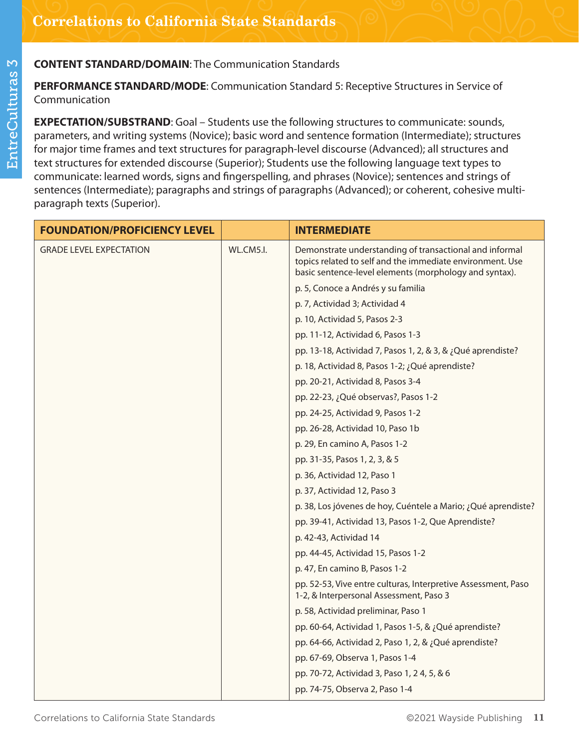## Correlations to California State Standards

**CONTENT STANDARD/DOMAIN**: The Communication Standards

**PERFORMANCE STANDARD/MODE**: Communication Standard 5: Receptive Structures in Service of Communication

**EXPECTATION/SUBSTRAND**: Goal – Students use the following structures to communicate: sounds, parameters, and writing systems (Novice); basic word and sentence formation (Intermediate); structures for major time frames and text structures for paragraph-level discourse (Advanced); all structures and text structures for extended discourse (Superior); Students use the following language text types to communicate: learned words, signs and fingerspelling, and phrases (Novice); sentences and strings of sentences (Intermediate); paragraphs and strings of paragraphs (Advanced); or coherent, cohesive multi-paragraph texts (Superior).

| FOUNDATION/PROFICIENCY LEVEL | | INTERMEDIATE |
|---|---|---|
| GRADE LEVEL EXPECTATION | WL.CM5.I. | Demonstrate understanding of transactional and informal topics related to self and the immediate environment. Use basic sentence-level elements (morphology and syntax).<br>p. 5, Conoce a Andrés y su familia<br>p. 7, Actividad 3; Actividad 4<br>p. 10, Actividad 5, Pasos 2-3<br>pp. 11-12, Actividad 6, Pasos 1-3<br>pp. 13-18, Actividad 7, Pasos 1, 2, & 3, & ¿Qué aprendiste?<br>p. 18, Actividad 8, Pasos 1-2; ¿Qué aprendiste?<br>pp. 20-21, Actividad 8, Pasos 3-4<br>pp. 22-23, ¿Qué observas?, Pasos 1-2<br>pp. 24-25, Actividad 9, Pasos 1-2<br>pp. 26-28, Actividad 10, Paso 1b<br>p. 29, En camino A, Pasos 1-2<br>pp. 31-35, Pasos 1, 2, 3, & 5<br>p. 36, Actividad 12, Paso 1<br>p. 37, Actividad 12, Paso 3<br>p. 38, Los jóvenes de hoy, Cuéntele a Mario; ¿Qué aprendiste?<br>pp. 39-41, Actividad 13, Pasos 1-2, Que Aprendiste?<br>p. 42-43, Actividad 14<br>pp. 44-45, Actividad 15, Pasos 1-2<br>p. 47, En camino B, Pasos 1-2<br>pp. 52-53, Vive entre culturas, Interpretive Assessment, Paso 1-2, & Interpersonal Assessment, Paso 3<br>p. 58, Actividad preliminar, Paso 1<br>pp. 60-64, Actividad 1, Pasos 1-5, & ¿Qué aprendiste?<br>pp. 64-66, Actividad 2, Paso 1, 2, & ¿Qué aprendiste?<br>pp. 67-69, Observa 1, Pasos 1-4<br>pp. 70-72, Actividad 3, Paso 1, 2 4, 5, & 6<br>pp. 74-75, Observa 2, Paso 1-4 |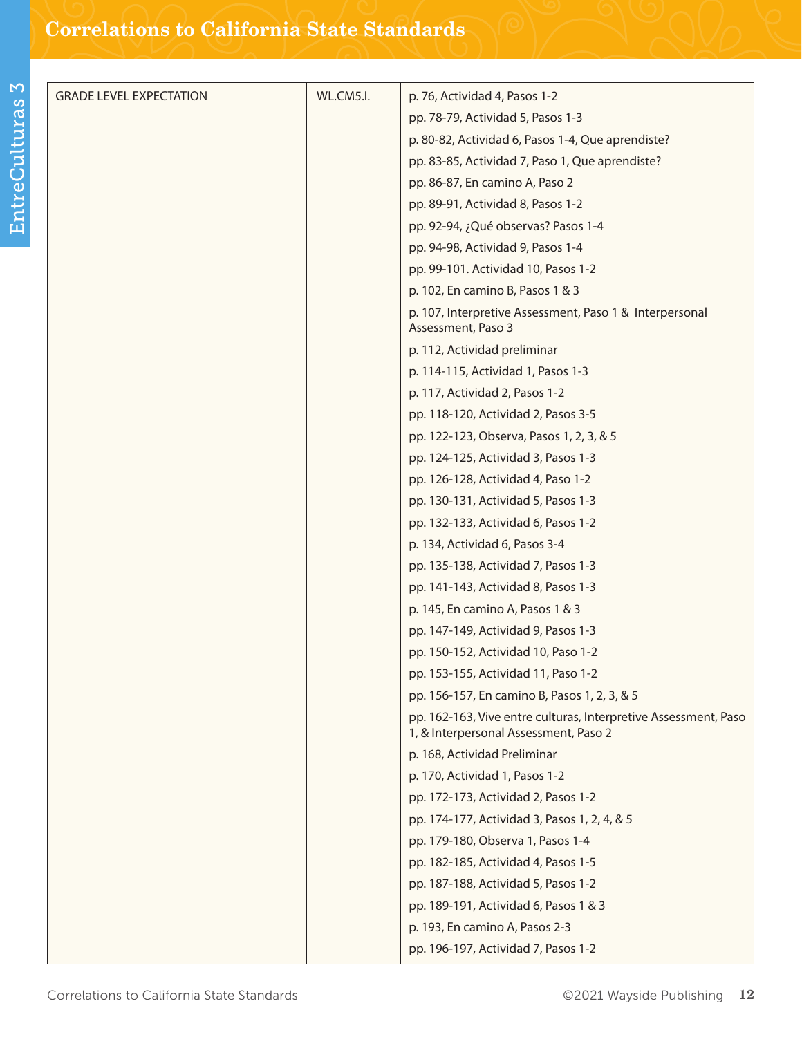| GRADE LEVEL EXPECTATION | WL.CM5.I. | p. 76, Actividad 4, Pasos 1-2<br>pp. 78-79, Actividad 5, Pasos 1-3<br>p. 80-82, Actividad 6, Pasos 1-4, Que aprendiste?<br>pp. 83-85, Actividad 7, Paso 1, Que aprendiste?<br>pp. 86-87, En camino A, Paso 2<br>pp. 89-91, Actividad 8, Pasos 1-2<br>pp. 92-94, ¿Qué observas? Pasos 1-4<br>pp. 94-98, Actividad 9, Pasos 1-4<br>pp. 99-101. Actividad 10, Pasos 1-2<br>p. 102, En camino B, Pasos 1 & 3<br>p. 107, Interpretive Assessment, Paso 1 & Interpersonal Assessment, Paso 3<br>p. 112, Actividad preliminar<br>p. 114-115, Actividad 1, Pasos 1-3<br>p. 117, Actividad 2, Pasos 1-2<br>pp. 118-120, Actividad 2, Pasos 3-5<br>pp. 122-123, Observa, Pasos 1, 2, 3, & 5<br>pp. 124-125, Actividad 3, Pasos 1-3<br>pp. 126-128, Actividad 4, Paso 1-2<br>pp. 130-131, Actividad 5, Pasos 1-3<br>pp. 132-133, Actividad 6, Pasos 1-2<br>p. 134, Actividad 6, Pasos 3-4<br>pp. 135-138, Actividad 7, Pasos 1-3<br>pp. 141-143, Actividad 8, Pasos 1-3<br>p. 145, En camino A, Pasos 1 & 3<br>pp. 147-149, Actividad 9, Pasos 1-3<br>pp. 150-152, Actividad 10, Paso 1-2<br>pp. 153-155, Actividad 11, Paso 1-2<br>pp. 156-157, En camino B, Pasos 1, 2, 3, & 5<br>pp. 162-163, Vive entre culturas, Interpretive Assessment, Paso 1, & Interpersonal Assessment, Paso 2<br>p. 168, Actividad Preliminar<br>p. 170, Actividad 1, Pasos 1-2<br>pp. 172-173, Actividad 2, Pasos 1-2<br>pp. 174-177, Actividad 3, Pasos 1, 2, 4, & 5<br>pp. 179-180, Observa 1, Pasos 1-4<br>pp. 182-185, Actividad 4, Pasos 1-5<br>pp. 187-188, Actividad 5, Pasos 1-2<br>pp. 189-191, Actividad 6, Pasos 1 & 3<br>p. 193, En camino A, Pasos 2-3<br>pp. 196-197, Actividad 7, Pasos 1-2 |
|---|---|---|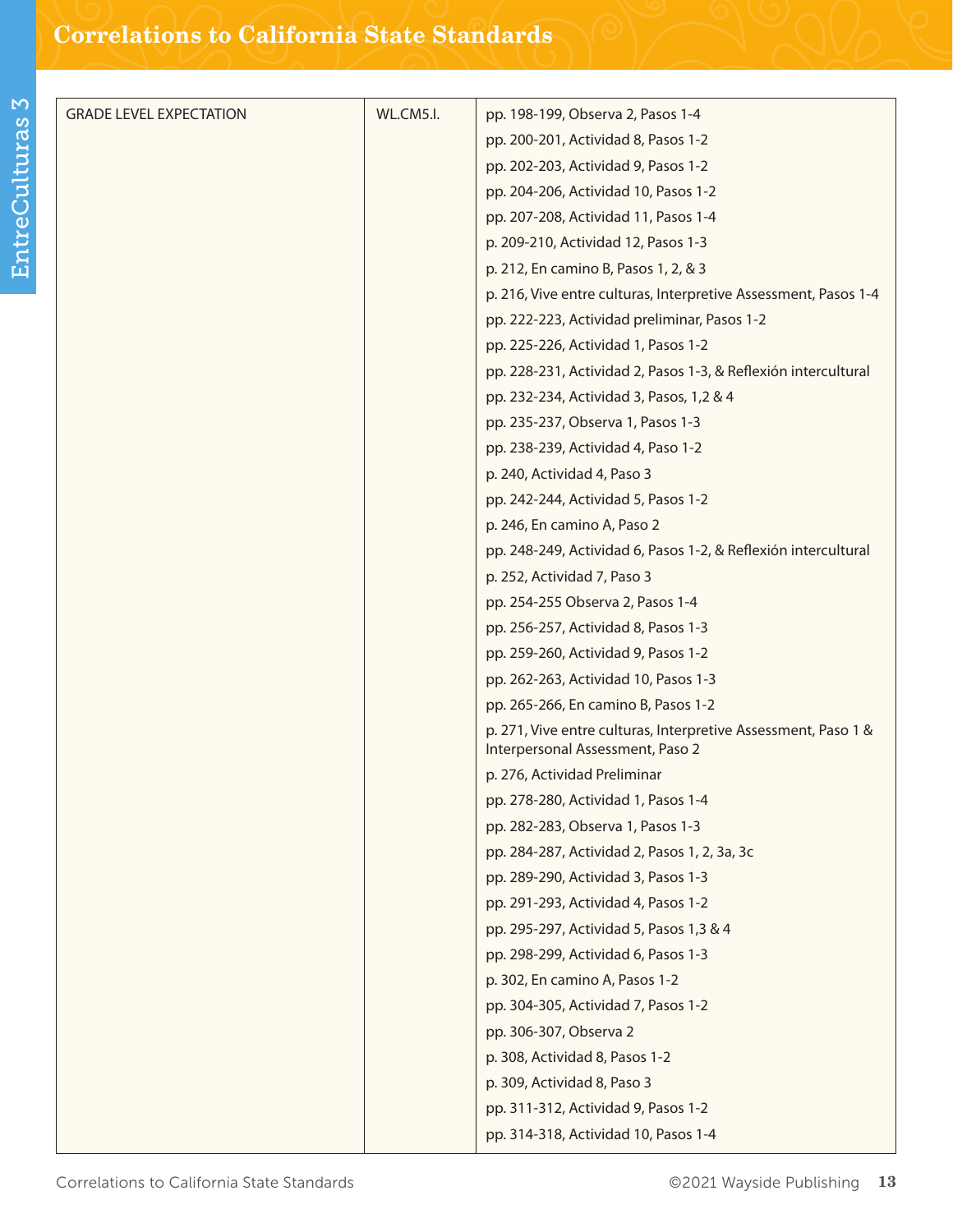# Correlations to California State Standards

| GRADE LEVEL EXPECTATION | WL.CM5.I. | pp. 198-199, Observa 2, Pasos 1-4<br>pp. 200-201, Actividad 8, Pasos 1-2<br>pp. 202-203, Actividad 9, Pasos 1-2<br>pp. 204-206, Actividad 10, Pasos 1-2<br>pp. 207-208, Actividad 11, Pasos 1-4<br>p. 209-210, Actividad 12, Pasos 1-3<br>p. 212, En camino B, Pasos 1, 2, & 3<br>p. 216, Vive entre culturas, Interpretive Assessment, Pasos 1-4<br>pp. 222-223, Actividad preliminar, Pasos 1-2<br>pp. 225-226, Actividad 1, Pasos 1-2<br>pp. 228-231, Actividad 2, Pasos 1-3, & Reflexión intercultural<br>pp. 232-234, Actividad 3, Pasos, 1,2 & 4<br>pp. 235-237, Observa 1, Pasos 1-3<br>pp. 238-239, Actividad 4, Paso 1-2<br>p. 240, Actividad 4, Paso 3<br>pp. 242-244, Actividad 5, Pasos 1-2<br>p. 246, En camino A, Paso 2<br>pp. 248-249, Actividad 6, Pasos 1-2, & Reflexión intercultural<br>p. 252, Actividad 7, Paso 3<br>pp. 254-255 Observa 2, Pasos 1-4<br>pp. 256-257, Actividad 8, Pasos 1-3<br>pp. 259-260, Actividad 9, Pasos 1-2<br>pp. 262-263, Actividad 10, Pasos 1-3<br>pp. 265-266, En camino B, Pasos 1-2<br>p. 271, Vive entre culturas, Interpretive Assessment, Paso 1 & Interpersonal Assessment, Paso 2<br>p. 276, Actividad Preliminar<br>pp. 278-280, Actividad 1, Pasos 1-4<br>pp. 282-283, Observa 1, Pasos 1-3<br>pp. 284-287, Actividad 2, Pasos 1, 2, 3a, 3c<br>pp. 289-290, Actividad 3, Pasos 1-3<br>pp. 291-293, Actividad 4, Pasos 1-2<br>pp. 295-297, Actividad 5, Pasos 1,3 & 4<br>pp. 298-299, Actividad 6, Pasos 1-3<br>p. 302, En camino A, Pasos 1-2<br>pp. 304-305, Actividad 7, Pasos 1-2<br>pp. 306-307, Observa 2<br>p. 308, Actividad 8, Pasos 1-2<br>p. 309, Actividad 8, Paso 3<br>pp. 311-312, Actividad 9, Pasos 1-2<br>pp. 314-318, Actividad 10, Pasos 1-4 |
|---|---|---|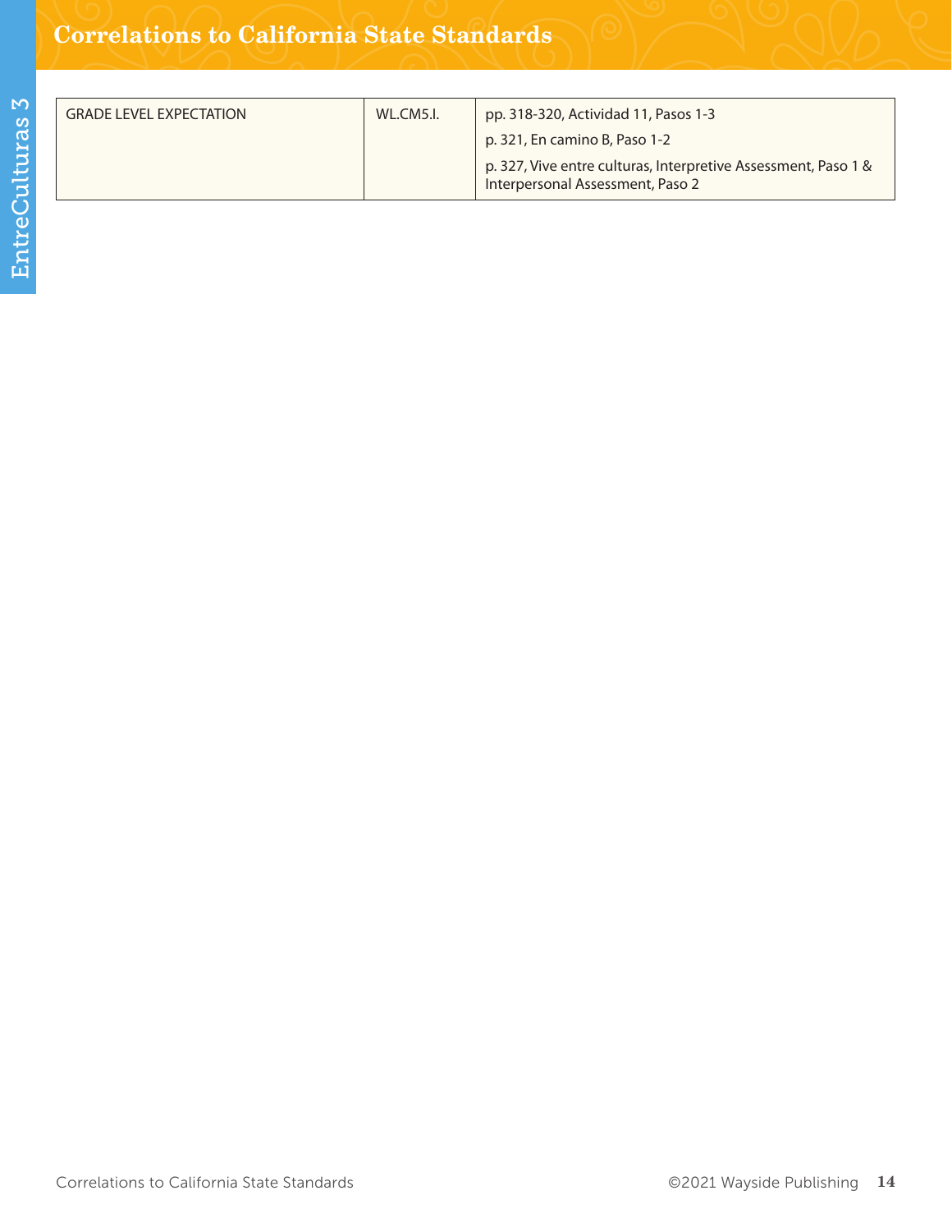| GRADE LEVEL EXPECTATION | WL.CM5.I. | pp. 318-320, Actividad 11, Pasos 1-3<br>p. 321, En camino B, Paso 1-2<br>p. 327, Vive entre culturas, Interpretive Assessment, Paso 1 & Interpersonal Assessment, Paso 2 |
|---|---|---|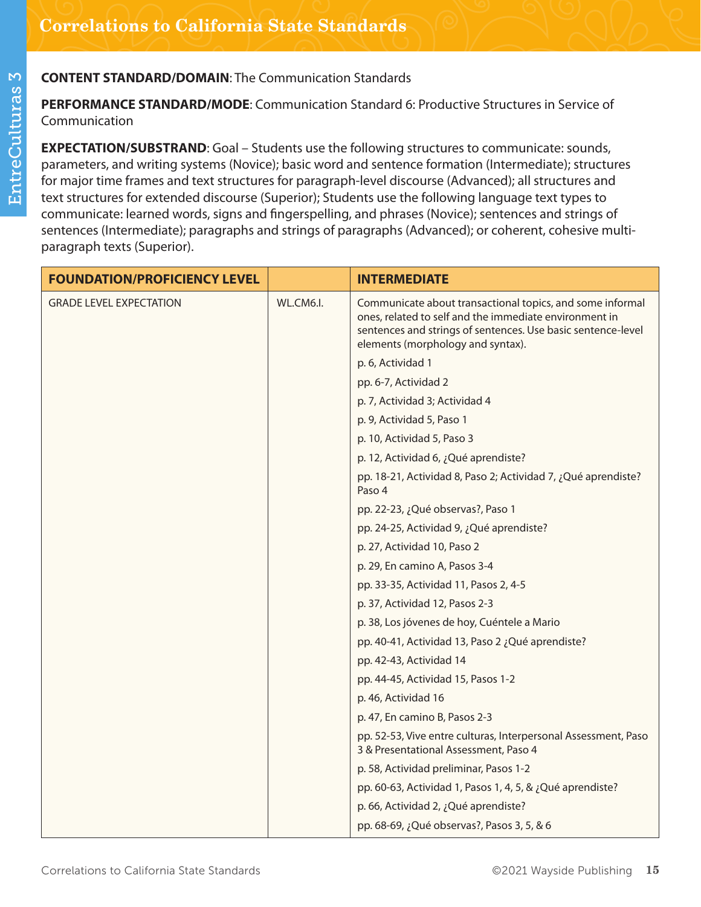## Correlations to California State Standards

**CONTENT STANDARD/DOMAIN**: The Communication Standards

**PERFORMANCE STANDARD/MODE**: Communication Standard 6: Productive Structures in Service of Communication

**EXPECTATION/SUBSTRAND**: Goal – Students use the following structures to communicate: sounds, parameters, and writing systems (Novice); basic word and sentence formation (Intermediate); structures for major time frames and text structures for paragraph-level discourse (Advanced); all structures and text structures for extended discourse (Superior); Students use the following language text types to communicate: learned words, signs and fingerspelling, and phrases (Novice); sentences and strings of sentences (Intermediate); paragraphs and strings of paragraphs (Advanced); or coherent, cohesive multi-paragraph texts (Superior).

| FOUNDATION/PROFICIENCY LEVEL | | INTERMEDIATE |
|---|---|---|
| GRADE LEVEL EXPECTATION | WL.CM6.I. | Communicate about transactional topics, and some informal ones, related to self and the immediate environment in sentences and strings of sentences. Use basic sentence-level elements (morphology and syntax).<br>p. 6, Actividad 1<br>pp. 6-7, Actividad 2<br>p. 7, Actividad 3; Actividad 4<br>p. 9, Actividad 5, Paso 1<br>p. 10, Actividad 5, Paso 3<br>p. 12, Actividad 6, ¿Qué aprendiste?<br>pp. 18-21, Actividad 8, Paso 2; Actividad 7, ¿Qué aprendiste? Paso 4<br>pp. 22-23, ¿Qué observas?, Paso 1<br>pp. 24-25, Actividad 9, ¿Qué aprendiste?<br>p. 27, Actividad 10, Paso 2<br>p. 29, En camino A, Pasos 3-4<br>pp. 33-35, Actividad 11, Pasos 2, 4-5<br>p. 37, Actividad 12, Pasos 2-3<br>p. 38, Los jóvenes de hoy, Cuéntele a Mario<br>pp. 40-41, Actividad 13, Paso 2 ¿Qué aprendiste?<br>pp. 42-43, Actividad 14<br>pp. 44-45, Actividad 15, Pasos 1-2<br>p. 46, Actividad 16<br>p. 47, En camino B, Pasos 2-3<br>pp. 52-53, Vive entre culturas, Interpersonal Assessment, Paso 3 & Presentational Assessment, Paso 4<br>p. 58, Actividad preliminar, Pasos 1-2<br>pp. 60-63, Actividad 1, Pasos 1, 4, 5, & ¿Qué aprendiste?<br>p. 66, Actividad 2, ¿Qué aprendiste?<br>pp. 68-69, ¿Qué observas?, Pasos 3, 5, & 6 |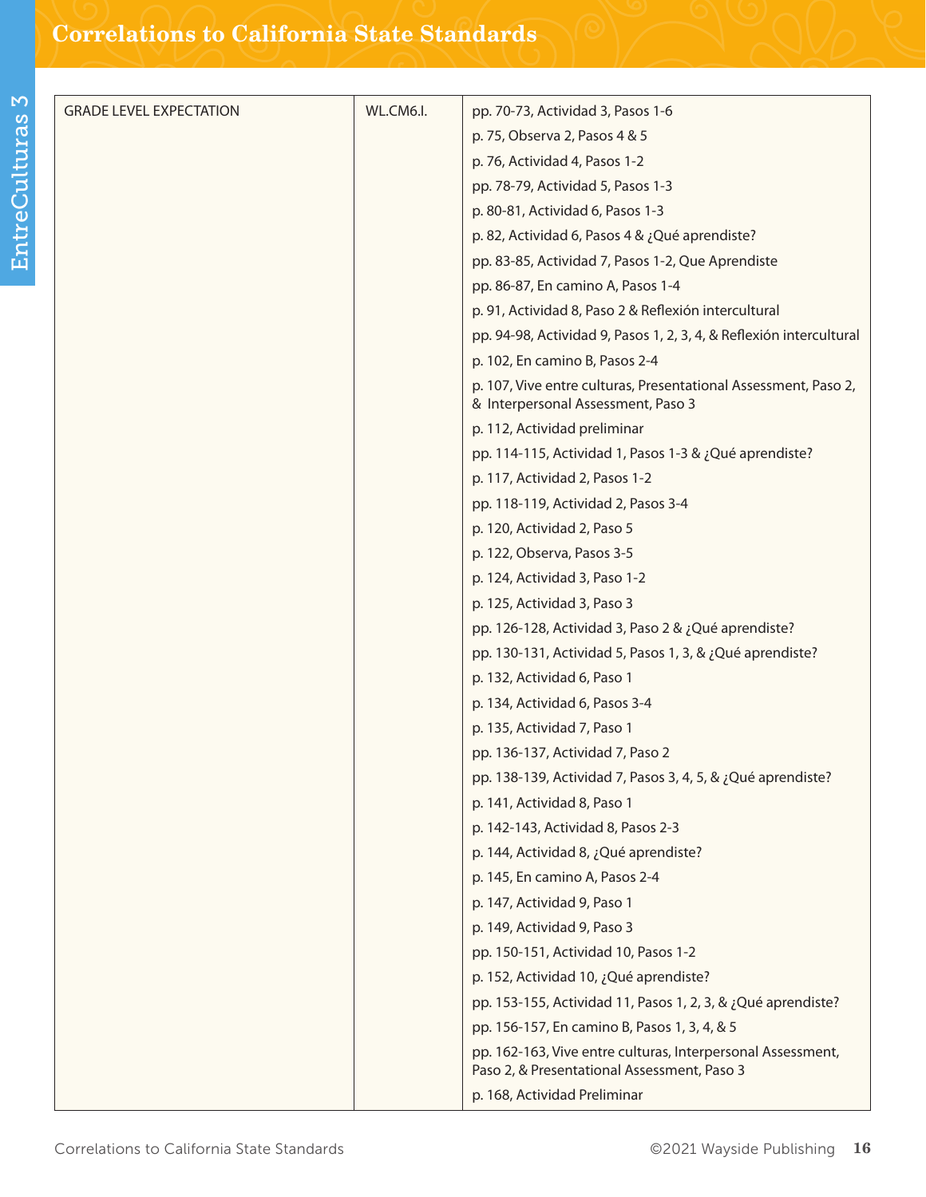| GRADE LEVEL EXPECTATION | WL.CM6.I. | pp. 70-73, Actividad 3, Pasos 1-6<br>p. 75, Observa 2, Pasos 4 & 5<br>p. 76, Actividad 4, Pasos 1-2<br>pp. 78-79, Actividad 5, Pasos 1-3<br>p. 80-81, Actividad 6, Pasos 1-3<br>p. 82, Actividad 6, Pasos 4 & ¿Qué aprendiste?<br>pp. 83-85, Actividad 7, Pasos 1-2, Que Aprendiste<br>pp. 86-87, En camino A, Pasos 1-4<br>p. 91, Actividad 8, Paso 2 & Reflexión intercultural<br>pp. 94-98, Actividad 9, Pasos 1, 2, 3, 4, & Reflexión intercultural<br>p. 102, En camino B, Pasos 2-4<br>p. 107, Vive entre culturas, Presentational Assessment, Paso 2, & Interpersonal Assessment, Paso 3<br>p. 112, Actividad preliminar<br>pp. 114-115, Actividad 1, Pasos 1-3 & ¿Qué aprendiste?<br>p. 117, Actividad 2, Pasos 1-2<br>pp. 118-119, Actividad 2, Pasos 3-4<br>p. 120, Actividad 2, Paso 5<br>p. 122, Observa, Pasos 3-5<br>p. 124, Actividad 3, Paso 1-2<br>p. 125, Actividad 3, Paso 3<br>pp. 126-128, Actividad 3, Paso 2 & ¿Qué aprendiste?<br>pp. 130-131, Actividad 5, Pasos 1, 3, & ¿Qué aprendiste?<br>p. 132, Actividad 6, Paso 1<br>p. 134, Actividad 6, Pasos 3-4<br>p. 135, Actividad 7, Paso 1<br>pp. 136-137, Actividad 7, Paso 2<br>pp. 138-139, Actividad 7, Pasos 3, 4, 5, & ¿Qué aprendiste?<br>p. 141, Actividad 8, Paso 1<br>p. 142-143, Actividad 8, Pasos 2-3<br>p. 144, Actividad 8, ¿Qué aprendiste?<br>p. 145, En camino A, Pasos 2-4<br>p. 147, Actividad 9, Paso 1<br>p. 149, Actividad 9, Paso 3<br>pp. 150-151, Actividad 10, Pasos 1-2<br>p. 152, Actividad 10, ¿Qué aprendiste?<br>pp. 153-155, Actividad 11, Pasos 1, 2, 3, & ¿Qué aprendiste?<br>pp. 156-157, En camino B, Pasos 1, 3, 4, & 5<br>pp. 162-163, Vive entre culturas, Interpersonal Assessment, Paso 2, & Presentational Assessment, Paso 3<br>p. 168, Actividad Preliminar |
|---|---|---|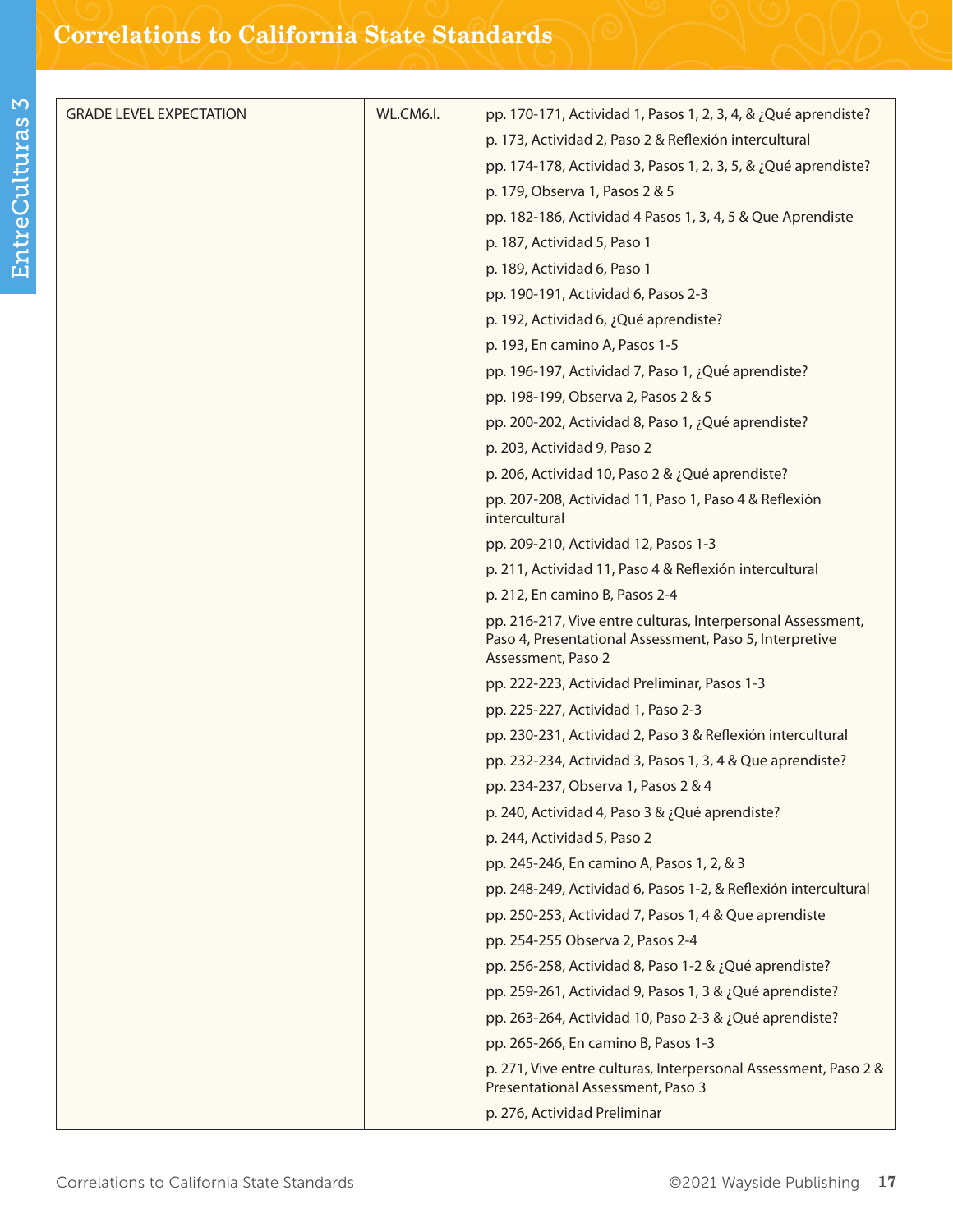| GRADE LEVEL EXPECTATION | WL.CM6.I. | pp. 170-171, Actividad 1, Pasos 1, 2, 3, 4, & ¿Qué aprendiste?<br>p. 173, Actividad 2, Paso 2 & Reflexión intercultural<br>pp. 174-178, Actividad 3, Pasos 1, 2, 3, 5, & ¿Qué aprendiste?<br>p. 179, Observa 1, Pasos 2 & 5<br>pp. 182-186, Actividad 4 Pasos 1, 3, 4, 5 & Que Aprendiste<br>p. 187, Actividad 5, Paso 1<br>p. 189, Actividad 6, Paso 1<br>pp. 190-191, Actividad 6, Pasos 2-3<br>p. 192, Actividad 6, ¿Qué aprendiste?<br>p. 193, En camino A, Pasos 1-5<br>pp. 196-197, Actividad 7, Paso 1, ¿Qué aprendiste?<br>pp. 198-199, Observa 2, Pasos 2 & 5<br>pp. 200-202, Actividad 8, Paso 1, ¿Qué aprendiste?<br>p. 203, Actividad 9, Paso 2<br>p. 206, Actividad 10, Paso 2 & ¿Qué aprendiste?<br>pp. 207-208, Actividad 11, Paso 1, Paso 4 & Reflexión intercultural<br>pp. 209-210, Actividad 12, Pasos 1-3<br>p. 211, Actividad 11, Paso 4 & Reflexión intercultural<br>p. 212, En camino B, Pasos 2-4<br>pp. 216-217, Vive entre culturas, Interpersonal Assessment, Paso 4, Presentational Assessment, Paso 5, Interpretive Assessment, Paso 2<br>pp. 222-223, Actividad Preliminar, Pasos 1-3<br>pp. 225-227, Actividad 1, Paso 2-3<br>pp. 230-231, Actividad 2, Paso 3 & Reflexión intercultural<br>pp. 232-234, Actividad 3, Pasos 1, 3, 4 & Que aprendiste?<br>pp. 234-237, Observa 1, Pasos 2 & 4<br>p. 240, Actividad 4, Paso 3 & ¿Qué aprendiste?<br>p. 244, Actividad 5, Paso 2<br>pp. 245-246, En camino A, Pasos 1, 2, & 3<br>pp. 248-249, Actividad 6, Pasos 1-2, & Reflexión intercultural<br>pp. 250-253, Actividad 7, Pasos 1, 4 & Que aprendiste<br>pp. 254-255 Observa 2, Pasos 2-4<br>pp. 256-258, Actividad 8, Paso 1-2 & ¿Qué aprendiste?<br>pp. 259-261, Actividad 9, Pasos 1, 3 & ¿Qué aprendiste?<br>pp. 263-264, Actividad 10, Paso 2-3 & ¿Qué aprendiste?<br>pp. 265-266, En camino B, Pasos 1-3<br>p. 271, Vive entre culturas, Interpersonal Assessment, Paso 2 & Presentational Assessment, Paso 3<br>p. 276, Actividad Preliminar |
|---|---|---|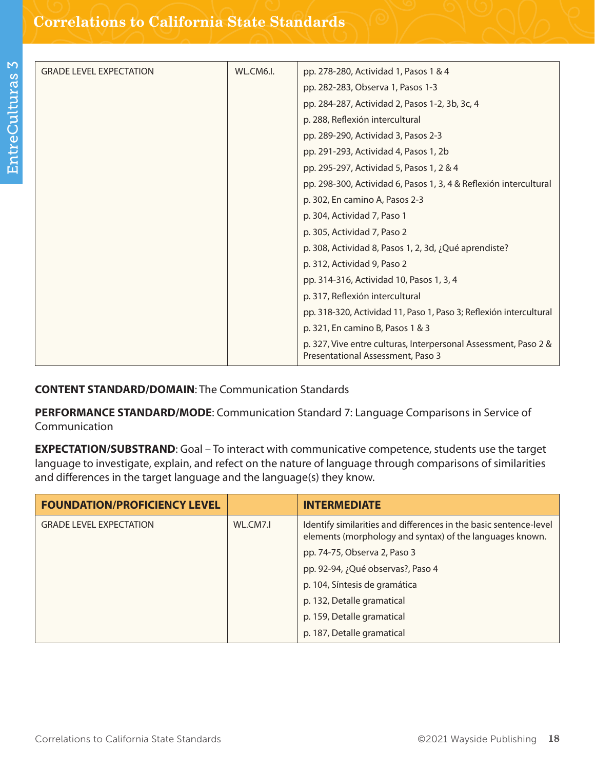| GRADE LEVEL EXPECTATION | WL.CM6.I. | pp. 278-280, Actividad 1, Pasos 1 & 4<br>pp. 282-283, Observa 1, Pasos 1-3<br>pp. 284-287, Actividad 2, Pasos 1-2, 3b, 3c, 4<br>p. 288, Reflexión intercultural<br>pp. 289-290, Actividad 3, Pasos 2-3<br>pp. 291-293, Actividad 4, Pasos 1, 2b<br>pp. 295-297, Actividad 5, Pasos 1, 2 & 4<br>pp. 298-300, Actividad 6, Pasos 1, 3, 4 & Reflexión intercultural<br>p. 302, En camino A, Pasos 2-3<br>p. 304, Actividad 7, Paso 1<br>p. 305, Actividad 7, Paso 2<br>p. 308, Actividad 8, Pasos 1, 2, 3d, ¿Qué aprendiste?<br>p. 312, Actividad 9, Paso 2<br>pp. 314-316, Actividad 10, Pasos 1, 3, 4<br>p. 317, Reflexión intercultural<br>pp. 318-320, Actividad 11, Paso 1, Paso 3; Reflexión intercultural<br>p. 321, En camino B, Pasos 1 & 3<br>p. 327, Vive entre culturas, Interpersonal Assessment, Paso 2 & Presentational Assessment, Paso 3 |
|---|---|---|

**CONTENT STANDARD/DOMAIN**: The Communication Standards

**PERFORMANCE STANDARD/MODE**: Communication Standard 7: Language Comparisons in Service of Communication

**EXPECTATION/SUBSTRAND**: Goal – To interact with communicative competence, students use the target language to investigate, explain, and refect on the nature of language through comparisons of similarities and differences in the target language and the language(s) they know.

| FOUNDATION/PROFICIENCY LEVEL | | INTERMEDIATE |
|---|---|---|
| GRADE LEVEL EXPECTATION | WL.CM7.I | Identify similarities and differences in the basic sentence-level elements (morphology and syntax) of the languages known.<br>pp. 74-75, Observa 2, Paso 3<br>pp. 92-94, ¿Qué observas?, Paso 4<br>p. 104, Síntesis de gramática<br>p. 132, Detalle gramatical<br>p. 159, Detalle gramatical<br>p. 187, Detalle gramatical |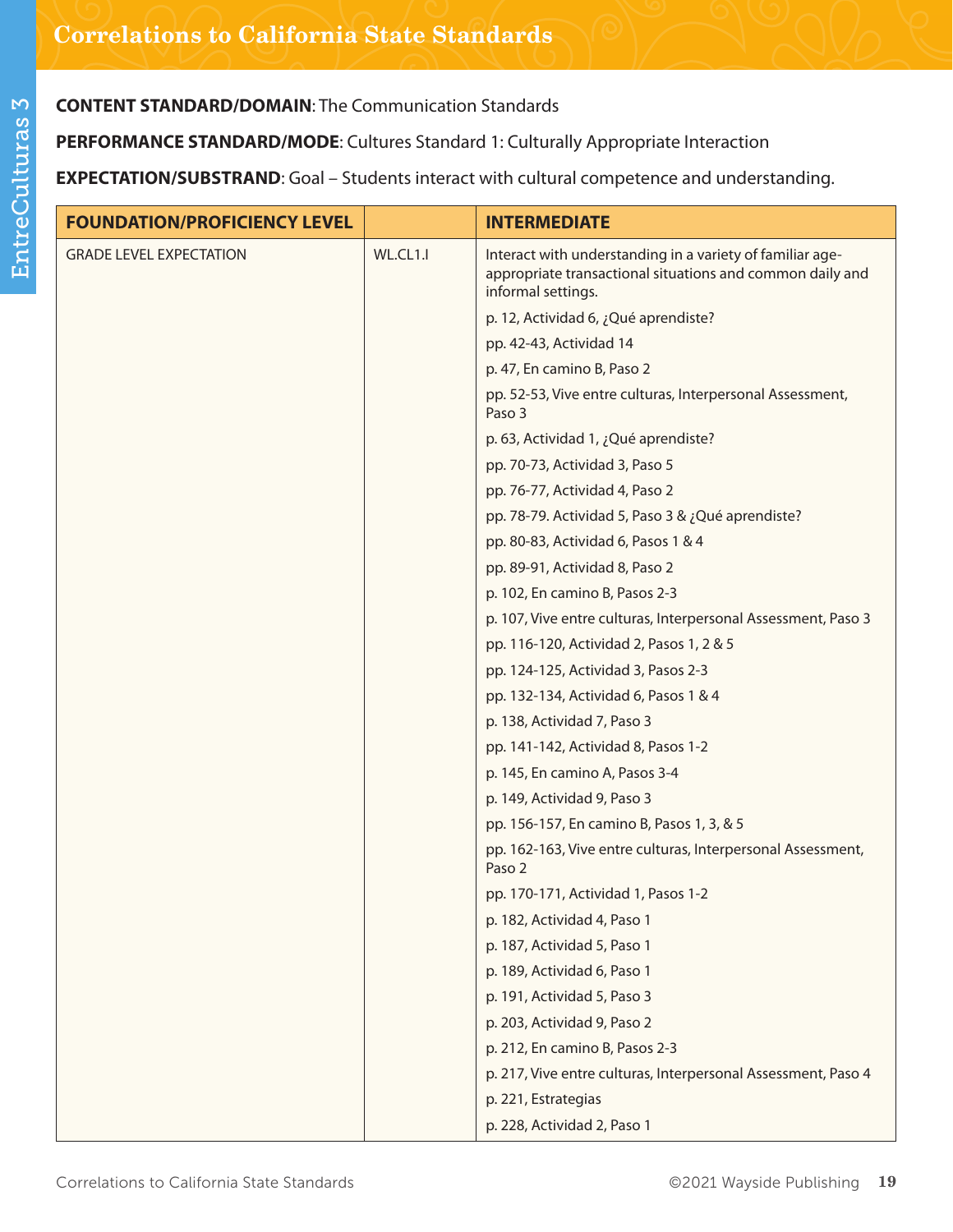**CONTENT STANDARD/DOMAIN**: The Communication Standards

**PERFORMANCE STANDARD/MODE**: Cultures Standard 1: Culturally Appropriate Interaction

**EXPECTATION/SUBSTRAND**: Goal – Students interact with cultural competence and understanding.

| FOUNDATION/PROFICIENCY LEVEL | | INTERMEDIATE |
|---|---|---|
| GRADE LEVEL EXPECTATION | WL.CL1.I | Interact with understanding in a variety of familiar age-appropriate transactional situations and common daily and informal settings.<br>p. 12, Actividad 6, ¿Qué aprendiste?<br>pp. 42-43, Actividad 14<br>p. 47, En camino B, Paso 2<br>pp. 52-53, Vive entre culturas, Interpersonal Assessment, Paso 3<br>p. 63, Actividad 1, ¿Qué aprendiste?<br>pp. 70-73, Actividad 3, Paso 5<br>pp. 76-77, Actividad 4, Paso 2<br>pp. 78-79. Actividad 5, Paso 3 & ¿Qué aprendiste?<br>pp. 80-83, Actividad 6, Pasos 1 & 4<br>pp. 89-91, Actividad 8, Paso 2<br>p. 102, En camino B, Pasos 2-3<br>p. 107, Vive entre culturas, Interpersonal Assessment, Paso 3<br>pp. 116-120, Actividad 2, Pasos 1, 2 & 5<br>pp. 124-125, Actividad 3, Pasos 2-3<br>pp. 132-134, Actividad 6, Pasos 1 & 4<br>p. 138, Actividad 7, Paso 3<br>pp. 141-142, Actividad 8, Pasos 1-2<br>p. 145, En camino A, Pasos 3-4<br>p. 149, Actividad 9, Paso 3<br>pp. 156-157, En camino B, Pasos 1, 3, & 5<br>pp. 162-163, Vive entre culturas, Interpersonal Assessment, Paso 2<br>pp. 170-171, Actividad 1, Pasos 1-2<br>p. 182, Actividad 4, Paso 1<br>p. 187, Actividad 5, Paso 1<br>p. 189, Actividad 6, Paso 1<br>p. 191, Actividad 5, Paso 3<br>p. 203, Actividad 9, Paso 2<br>p. 212, En camino B, Pasos 2-3<br>p. 217, Vive entre culturas, Interpersonal Assessment, Paso 4<br>p. 221, Estrategias<br>p. 228, Actividad 2, Paso 1 |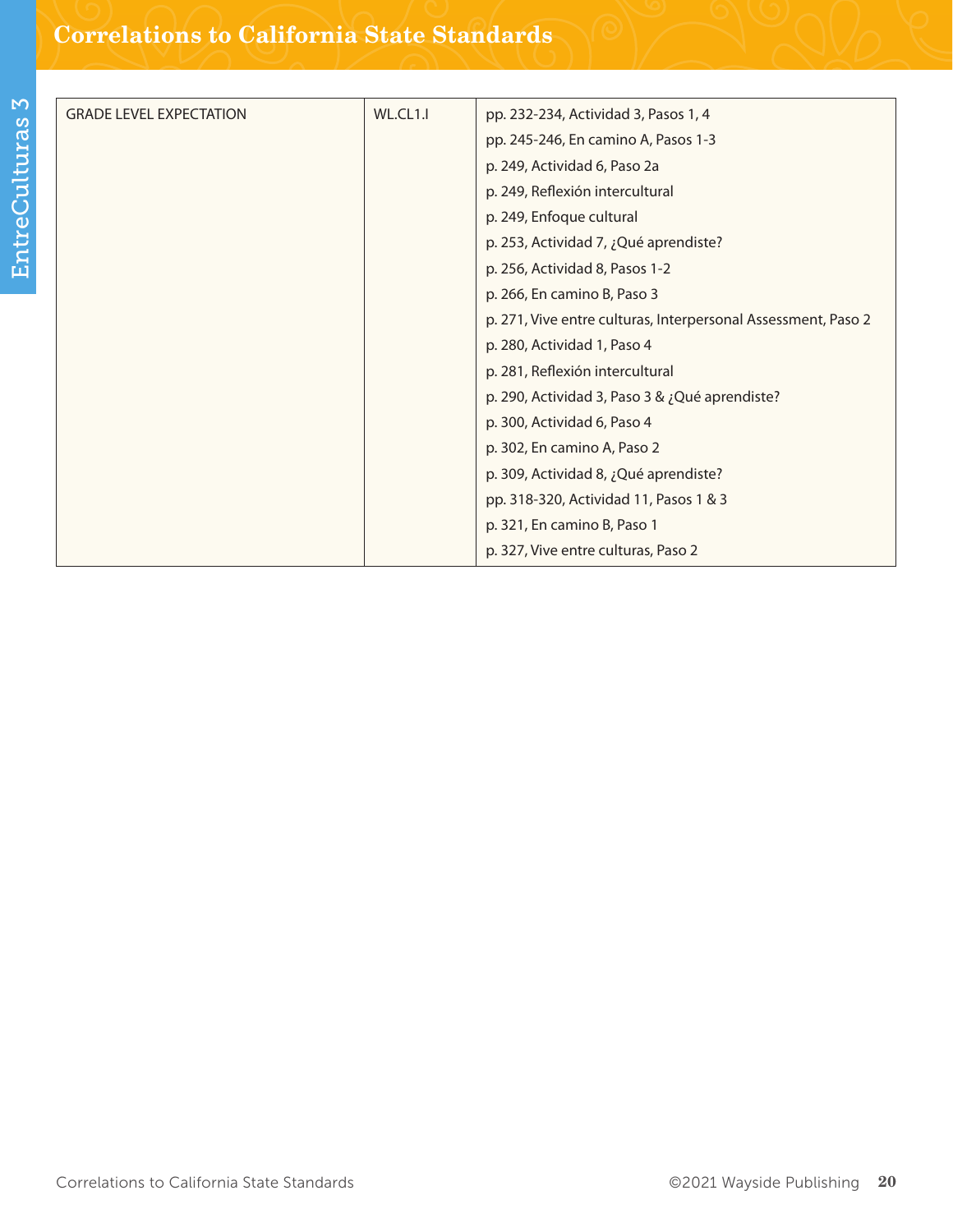| GRADE LEVEL EXPECTATION | WL.CL1.I | pp. 232-234, Actividad 3, Pasos 1, 4<br>pp. 245-246, En camino A, Pasos 1-3<br>p. 249, Actividad 6, Paso 2a<br>p. 249, Reflexión intercultural<br>p. 249, Enfoque cultural<br>p. 253, Actividad 7, ¿Qué aprendiste?<br>p. 256, Actividad 8, Pasos 1-2<br>p. 266, En camino B, Paso 3<br>p. 271, Vive entre culturas, Interpersonal Assessment, Paso 2<br>p. 280, Actividad 1, Paso 4<br>p. 281, Reflexión intercultural<br>p. 290, Actividad 3, Paso 3 & ¿Qué aprendiste?<br>p. 300, Actividad 6, Paso 4<br>p. 302, En camino A, Paso 2<br>p. 309, Actividad 8, ¿Qué aprendiste?<br>pp. 318-320, Actividad 11, Pasos 1 & 3<br>p. 321, En camino B, Paso 1<br>p. 327, Vive entre culturas, Paso 2 |
|---|---|---|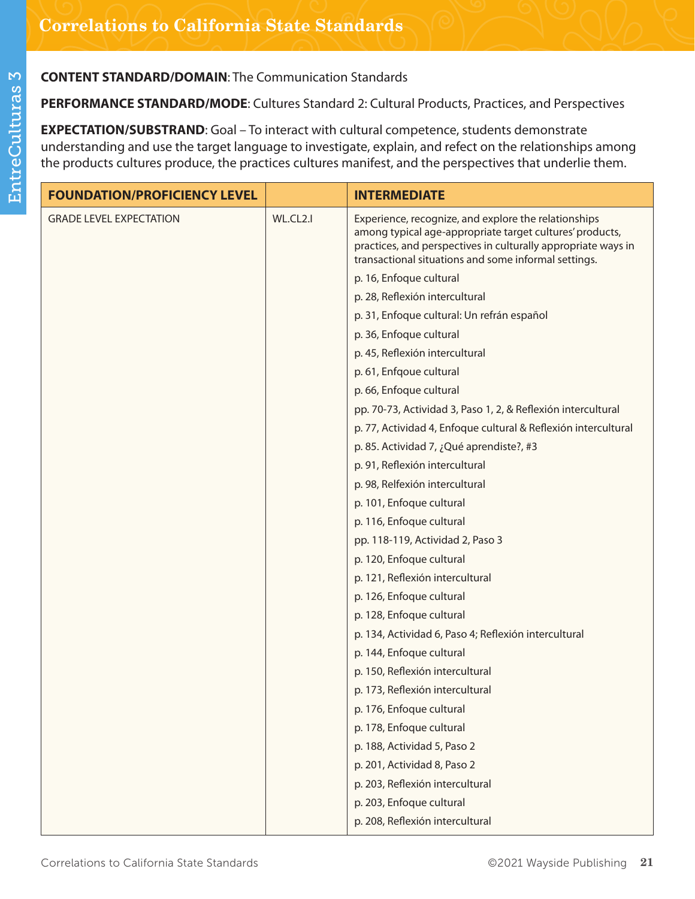## Correlations to California State Standards

**CONTENT STANDARD/DOMAIN**: The Communication Standards

**PERFORMANCE STANDARD/MODE**: Cultures Standard 2: Cultural Products, Practices, and Perspectives

**EXPECTATION/SUBSTRAND**: Goal – To interact with cultural competence, students demonstrate understanding and use the target language to investigate, explain, and refect on the relationships among the products cultures produce, the practices cultures manifest, and the perspectives that underlie them.

| FOUNDATION/PROFICIENCY LEVEL | | INTERMEDIATE |
|---|---|---|
| GRADE LEVEL EXPECTATION | WL.CL2.I | Experience, recognize, and explore the relationships among typical age-appropriate target cultures' products, practices, and perspectives in culturally appropriate ways in transactional situations and some informal settings.<br>p. 16, Enfoque cultural<br>p. 28, Reflexión intercultural<br>p. 31, Enfoque cultural: Un refrán español<br>p. 36, Enfoque cultural<br>p. 45, Reflexión intercultural<br>p. 61, Enfqoue cultural<br>p. 66, Enfoque cultural<br>pp. 70-73, Actividad 3, Paso 1, 2, & Reflexión intercultural<br>p. 77, Actividad 4, Enfoque cultural & Reflexión intercultural<br>p. 85. Actividad 7, ¿Qué aprendiste?, #3<br>p. 91, Reflexión intercultural<br>p. 98, Relfexión intercultural<br>p. 101, Enfoque cultural<br>p. 116, Enfoque cultural<br>pp. 118-119, Actividad 2, Paso 3<br>p. 120, Enfoque cultural<br>p. 121, Reflexión intercultural<br>p. 126, Enfoque cultural<br>p. 128, Enfoque cultural<br>p. 134, Actividad 6, Paso 4; Reflexión intercultural<br>p. 144, Enfoque cultural<br>p. 150, Reflexión intercultural<br>p. 173, Reflexión intercultural<br>p. 176, Enfoque cultural<br>p. 178, Enfoque cultural<br>p. 188, Actividad 5, Paso 2<br>p. 201, Actividad 8, Paso 2<br>p. 203, Reflexión intercultural<br>p. 203, Enfoque cultural<br>p. 208, Reflexión intercultural |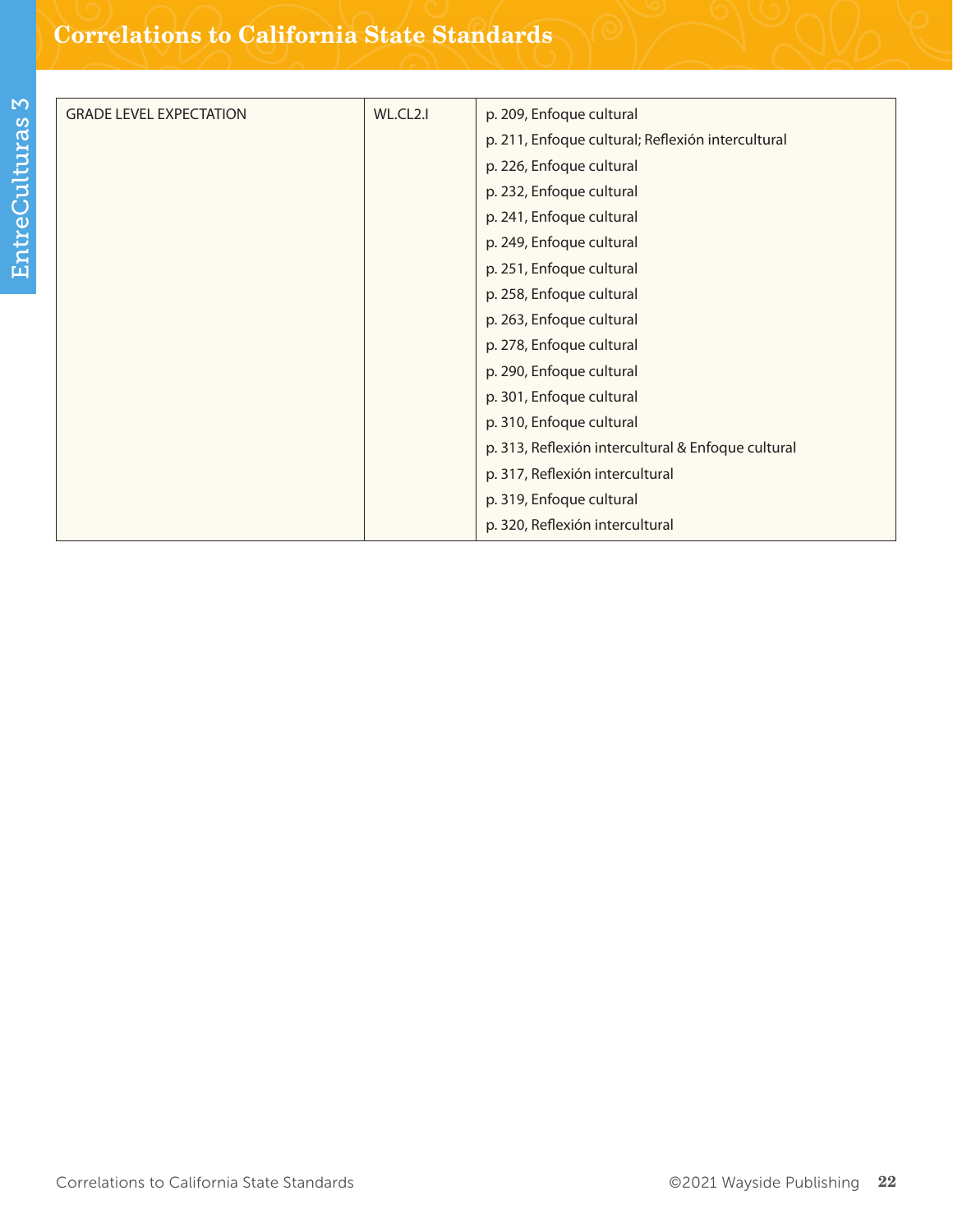| GRADE LEVEL EXPECTATION | WL.CL2.I | p. 209, Enfoque cultural<br>p. 211, Enfoque cultural; Reflexión intercultural<br>p. 226, Enfoque cultural<br>p. 232, Enfoque cultural<br>p. 241, Enfoque cultural<br>p. 249, Enfoque cultural<br>p. 251, Enfoque cultural<br>p. 258, Enfoque cultural<br>p. 263, Enfoque cultural<br>p. 278, Enfoque cultural<br>p. 290, Enfoque cultural<br>p. 301, Enfoque cultural<br>p. 310, Enfoque cultural<br>p. 313, Reflexión intercultural & Enfoque cultural<br>p. 317, Reflexión intercultural<br>p. 319, Enfoque cultural<br>p. 320, Reflexión intercultural |
|---|---|---|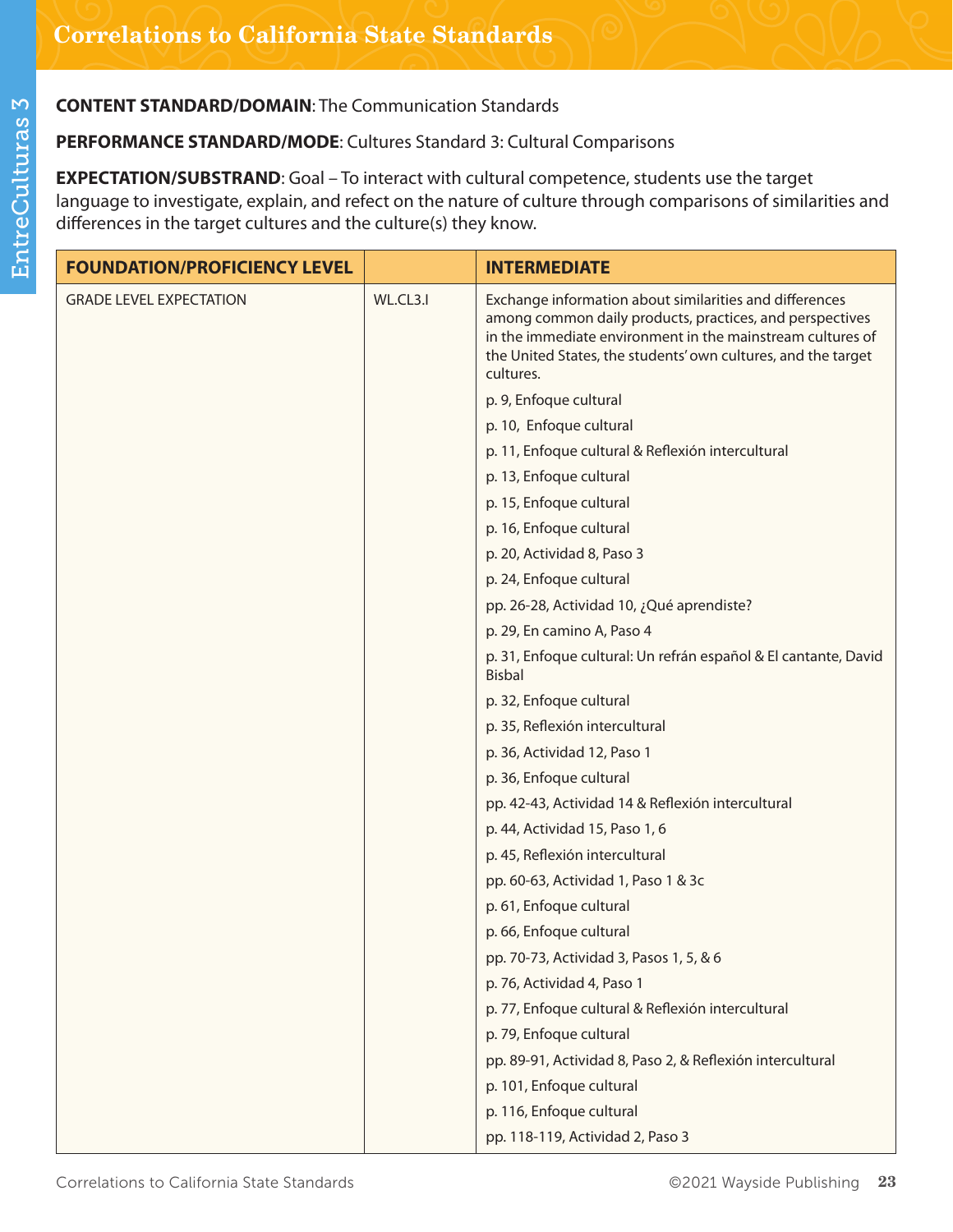## Correlations to California State Standards

**CONTENT STANDARD/DOMAIN**: The Communication Standards

**PERFORMANCE STANDARD/MODE**: Cultures Standard 3: Cultural Comparisons

**EXPECTATION/SUBSTRAND**: Goal – To interact with cultural competence, students use the target language to investigate, explain, and refect on the nature of culture through comparisons of similarities and differences in the target cultures and the culture(s) they know.

| FOUNDATION/PROFICIENCY LEVEL | | INTERMEDIATE |
|---|---|---|
| GRADE LEVEL EXPECTATION | WL.CL3.I | Exchange information about similarities and differences among common daily products, practices, and perspectives in the immediate environment in the mainstream cultures of the United States, the students' own cultures, and the target cultures.<br>p. 9, Enfoque cultural<br>p. 10, Enfoque cultural<br>p. 11, Enfoque cultural & Reflexión intercultural<br>p. 13, Enfoque cultural<br>p. 15, Enfoque cultural<br>p. 16, Enfoque cultural<br>p. 20, Actividad 8, Paso 3<br>p. 24, Enfoque cultural<br>pp. 26-28, Actividad 10, ¿Qué aprendiste?<br>p. 29, En camino A, Paso 4<br>p. 31, Enfoque cultural: Un refrán español & El cantante, David Bisbal<br>p. 32, Enfoque cultural<br>p. 35, Reflexión intercultural<br>p. 36, Actividad 12, Paso 1<br>p. 36, Enfoque cultural<br>pp. 42-43, Actividad 14 & Reflexión intercultural<br>p. 44, Actividad 15, Paso 1, 6<br>p. 45, Reflexión intercultural<br>pp. 60-63, Actividad 1, Paso 1 & 3c<br>p. 61, Enfoque cultural<br>p. 66, Enfoque cultural<br>pp. 70-73, Actividad 3, Pasos 1, 5, & 6<br>p. 76, Actividad 4, Paso 1<br>p. 77, Enfoque cultural & Reflexión intercultural<br>p. 79, Enfoque cultural<br>pp. 89-91, Actividad 8, Paso 2, & Reflexión intercultural<br>p. 101, Enfoque cultural<br>p. 116, Enfoque cultural<br>pp. 118-119, Actividad 2, Paso 3 |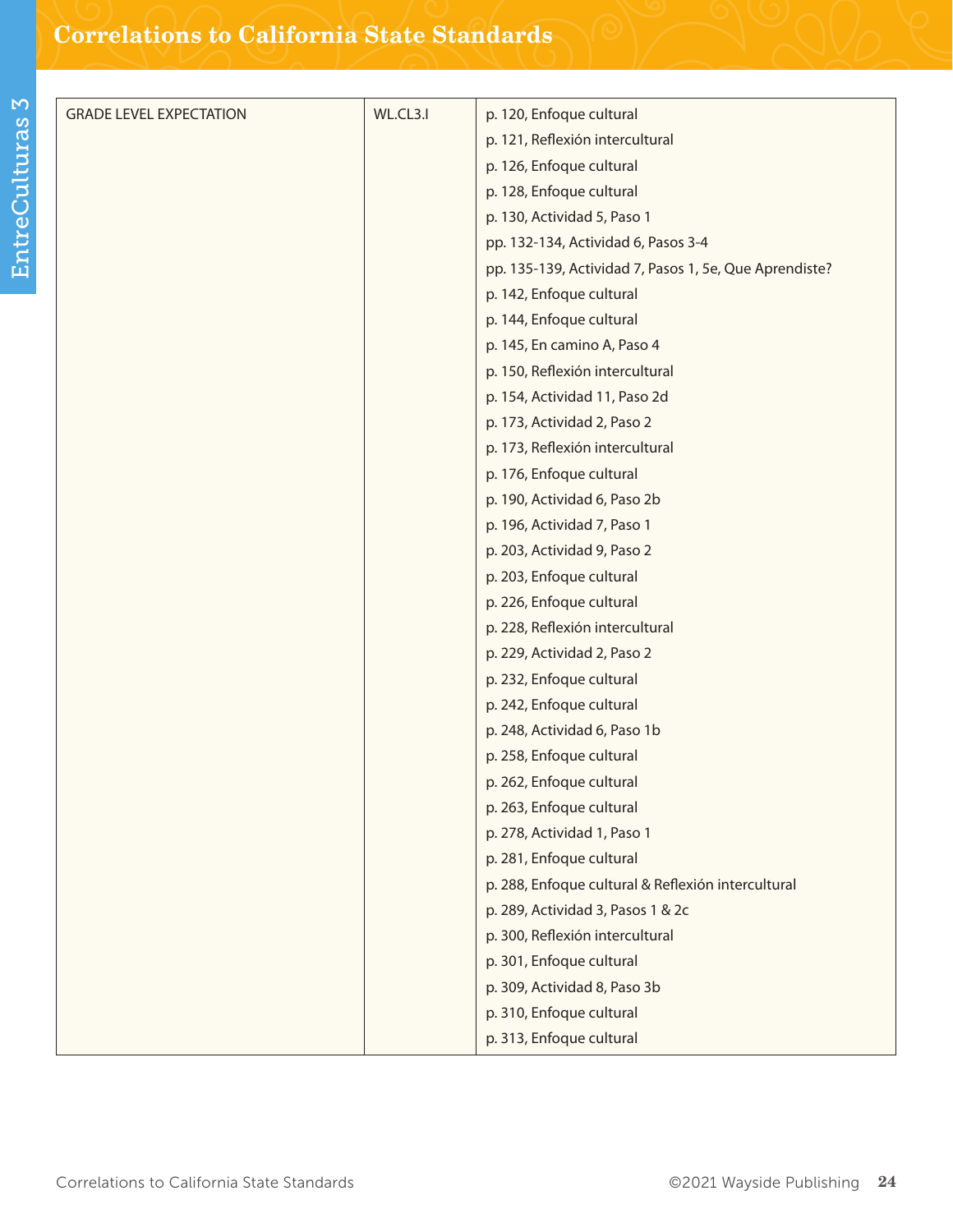| GRADE LEVEL EXPECTATION | WL.CL3.I | p. 120, Enfoque cultural<br>p. 121, Reflexión intercultural<br>p. 126, Enfoque cultural<br>p. 128, Enfoque cultural<br>p. 130, Actividad 5, Paso 1<br>pp. 132-134, Actividad 6, Pasos 3-4<br>pp. 135-139, Actividad 7, Pasos 1, 5e, Que Aprendiste?<br>p. 142, Enfoque cultural<br>p. 144, Enfoque cultural<br>p. 145, En camino A, Paso 4<br>p. 150, Reflexión intercultural<br>p. 154, Actividad 11, Paso 2d<br>p. 173, Actividad 2, Paso 2<br>p. 173, Reflexión intercultural<br>p. 176, Enfoque cultural<br>p. 190, Actividad 6, Paso 2b<br>p. 196, Actividad 7, Paso 1<br>p. 203, Actividad 9, Paso 2<br>p. 203, Enfoque cultural<br>p. 226, Enfoque cultural<br>p. 228, Reflexión intercultural<br>p. 229, Actividad 2, Paso 2<br>p. 232, Enfoque cultural<br>p. 242, Enfoque cultural<br>p. 248, Actividad 6, Paso 1b<br>p. 258, Enfoque cultural<br>p. 262, Enfoque cultural<br>p. 263, Enfoque cultural<br>p. 278, Actividad 1, Paso 1<br>p. 281, Enfoque cultural<br>p. 288, Enfoque cultural & Reflexión intercultural<br>p. 289, Actividad 3, Pasos 1 & 2c<br>p. 300, Reflexión intercultural<br>p. 301, Enfoque cultural<br>p. 309, Actividad 8, Paso 3b<br>p. 310, Enfoque cultural<br>p. 313, Enfoque cultural |
|---|---|---|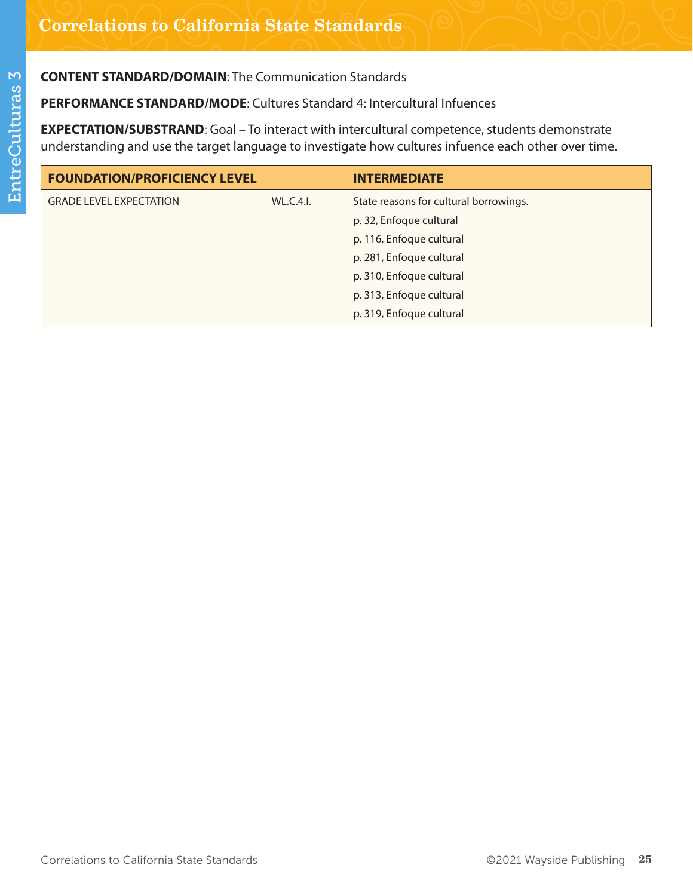## Correlations to California State Standards

**CONTENT STANDARD/DOMAIN**: The Communication Standards

**PERFORMANCE STANDARD/MODE**: Cultures Standard 4: Intercultural Infuences

**EXPECTATION/SUBSTRAND**: Goal – To interact with intercultural competence, students demonstrate understanding and use the target language to investigate how cultures infuence each other over time.

| FOUNDATION/PROFICIENCY LEVEL | | INTERMEDIATE |
|---|---|---|
| GRADE LEVEL EXPECTATION | WL.C.4.I. | State reasons for cultural borrowings.<br>p. 32, Enfoque cultural<br>p. 116, Enfoque cultural<br>p. 281, Enfoque cultural<br>p. 310, Enfoque cultural<br>p. 313, Enfoque cultural<br>p. 319, Enfoque cultural |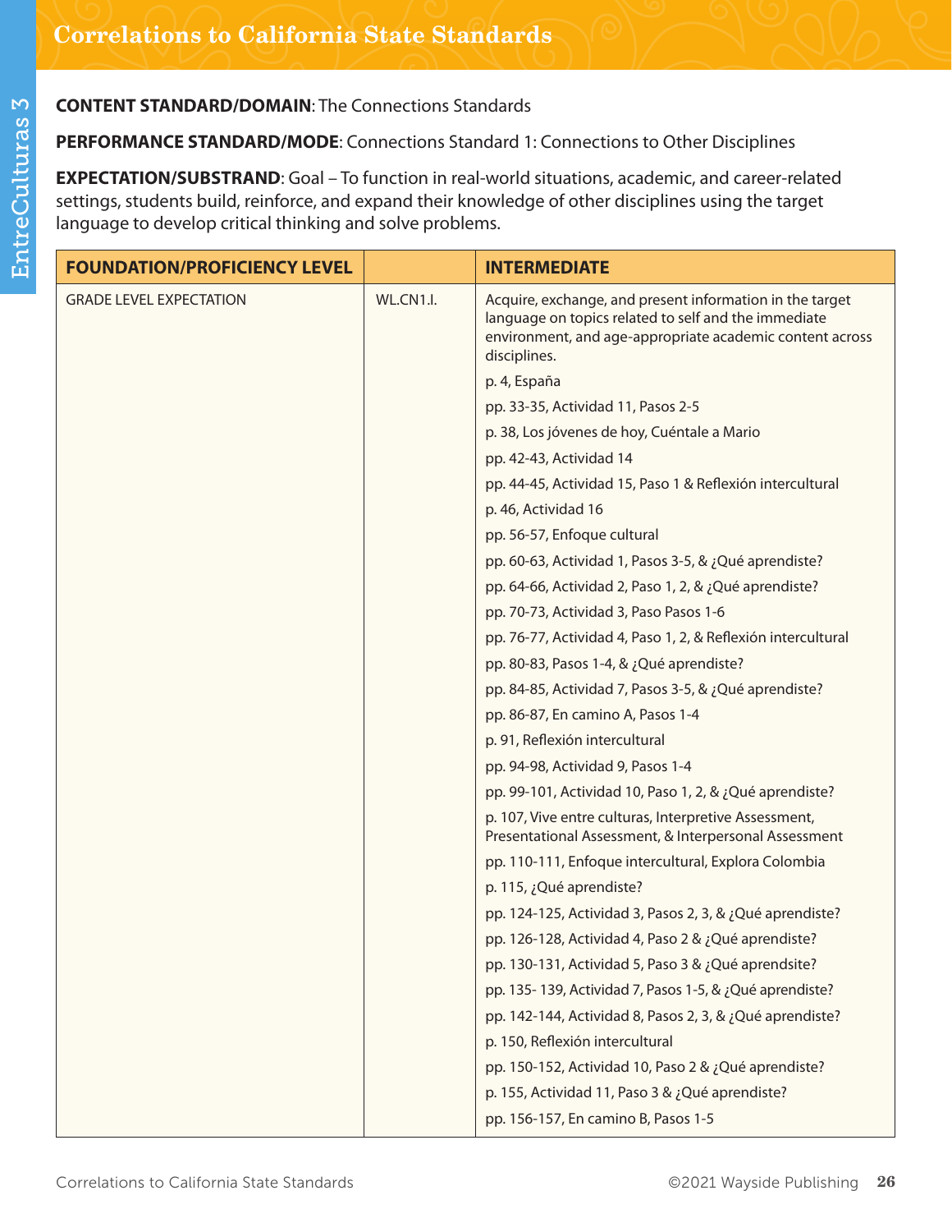# Correlations to California State Standards

**CONTENT STANDARD/DOMAIN**: The Connections Standards

**PERFORMANCE STANDARD/MODE**: Connections Standard 1: Connections to Other Disciplines

**EXPECTATION/SUBSTRAND**: Goal – To function in real-world situations, academic, and career-related settings, students build, reinforce, and expand their knowledge of other disciplines using the target language to develop critical thinking and solve problems.

| FOUNDATION/PROFICIENCY LEVEL | | INTERMEDIATE |
|---|---|---|
| GRADE LEVEL EXPECTATION | WL.CN1.I. | Acquire, exchange, and present information in the target language on topics related to self and the immediate environment, and age-appropriate academic content across disciplines.<br>p. 4, España<br>pp. 33-35, Actividad 11, Pasos 2-5<br>p. 38, Los jóvenes de hoy, Cuéntale a Mario<br>pp. 42-43, Actividad 14<br>pp. 44-45, Actividad 15, Paso 1 & Reflexión intercultural<br>p. 46, Actividad 16<br>pp. 56-57, Enfoque cultural<br>pp. 60-63, Actividad 1, Pasos 3-5, & ¿Qué aprendiste?<br>pp. 64-66, Actividad 2, Paso 1, 2, & ¿Qué aprendiste?<br>pp. 70-73, Actividad 3, Paso Pasos 1-6<br>pp. 76-77, Actividad 4, Paso 1, 2, & Reflexión intercultural<br>pp. 80-83, Pasos 1-4, & ¿Qué aprendiste?<br>pp. 84-85, Actividad 7, Pasos 3-5, & ¿Qué aprendiste?<br>pp. 86-87, En camino A, Pasos 1-4<br>p. 91, Reflexión intercultural<br>pp. 94-98, Actividad 9, Pasos 1-4<br>pp. 99-101, Actividad 10, Paso 1, 2, & ¿Qué aprendiste?<br>p. 107, Vive entre culturas, Interpretive Assessment, Presentational Assessment, & Interpersonal Assessment<br>pp. 110-111, Enfoque intercultural, Explora Colombia<br>p. 115, ¿Qué aprendiste?<br>pp. 124-125, Actividad 3, Pasos 2, 3, & ¿Qué aprendiste?<br>pp. 126-128, Actividad 4, Paso 2 & ¿Qué aprendiste?<br>pp. 130-131, Actividad 5, Paso 3 & ¿Qué aprendsite?<br>pp. 135- 139, Actividad 7, Pasos 1-5, & ¿Qué aprendiste?<br>pp. 142-144, Actividad 8, Pasos 2, 3, & ¿Qué aprendiste?<br>p. 150, Reflexión intercultural<br>pp. 150-152, Actividad 10, Paso 2 & ¿Qué aprendiste?<br>p. 155, Actividad 11, Paso 3 & ¿Qué aprendiste?<br>pp. 156-157, En camino B, Pasos 1-5 |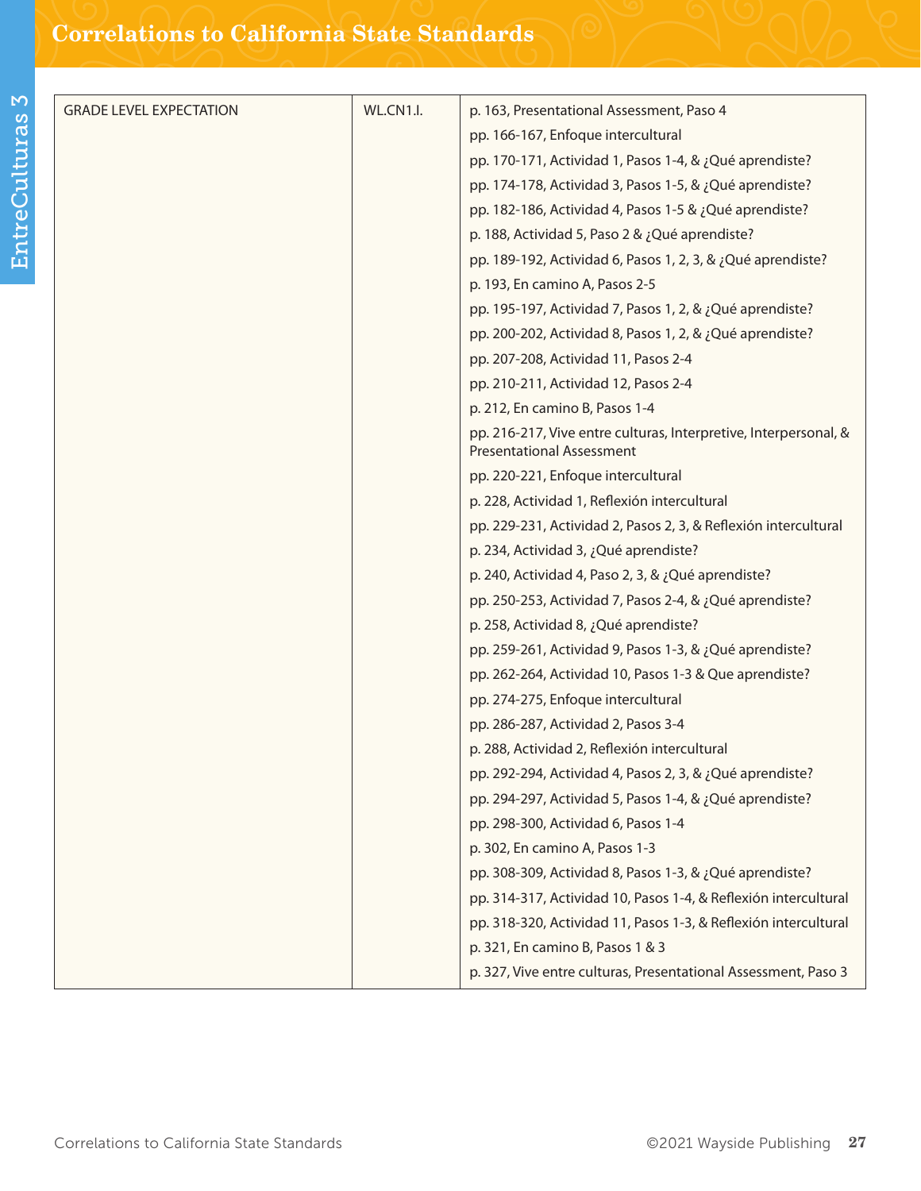| GRADE LEVEL EXPECTATION | WL.CN1.I. | p. 163, Presentational Assessment, Paso 4<br>pp. 166-167, Enfoque intercultural<br>pp. 170-171, Actividad 1, Pasos 1-4, & ¿Qué aprendiste?<br>pp. 174-178, Actividad 3, Pasos 1-5, & ¿Qué aprendiste?<br>pp. 182-186, Actividad 4, Pasos 1-5 & ¿Qué aprendiste?<br>p. 188, Actividad 5, Paso 2 & ¿Qué aprendiste?<br>pp. 189-192, Actividad 6, Pasos 1, 2, 3, & ¿Qué aprendiste?<br>p. 193, En camino A, Pasos 2-5<br>pp. 195-197, Actividad 7, Pasos 1, 2, & ¿Qué aprendiste?<br>pp. 200-202, Actividad 8, Pasos 1, 2, & ¿Qué aprendiste?<br>pp. 207-208, Actividad 11, Pasos 2-4<br>pp. 210-211, Actividad 12, Pasos 2-4<br>p. 212, En camino B, Pasos 1-4<br>pp. 216-217, Vive entre culturas, Interpretive, Interpersonal, & Presentational Assessment<br>pp. 220-221, Enfoque intercultural<br>p. 228, Actividad 1, Reflexión intercultural<br>pp. 229-231, Actividad 2, Pasos 2, 3, & Reflexión intercultural<br>p. 234, Actividad 3, ¿Qué aprendiste?<br>p. 240, Actividad 4, Paso 2, 3, & ¿Qué aprendiste?<br>pp. 250-253, Actividad 7, Pasos 2-4, & ¿Qué aprendiste?<br>p. 258, Actividad 8, ¿Qué aprendiste?<br>pp. 259-261, Actividad 9, Pasos 1-3, & ¿Qué aprendiste?<br>pp. 262-264, Actividad 10, Pasos 1-3 & Que aprendiste?<br>pp. 274-275, Enfoque intercultural<br>pp. 286-287, Actividad 2, Pasos 3-4<br>p. 288, Actividad 2, Reflexión intercultural<br>pp. 292-294, Actividad 4, Pasos 2, 3, & ¿Qué aprendiste?<br>pp. 294-297, Actividad 5, Pasos 1-4, & ¿Qué aprendiste?<br>pp. 298-300, Actividad 6, Pasos 1-4<br>p. 302, En camino A, Pasos 1-3<br>pp. 308-309, Actividad 8, Pasos 1-3, & ¿Qué aprendiste?<br>pp. 314-317, Actividad 10, Pasos 1-4, & Reflexión intercultural<br>pp. 318-320, Actividad 11, Pasos 1-3, & Reflexión intercultural<br>p. 321, En camino B, Pasos 1 & 3<br>p. 327, Vive entre culturas, Presentational Assessment, Paso 3 |
|---|---|---|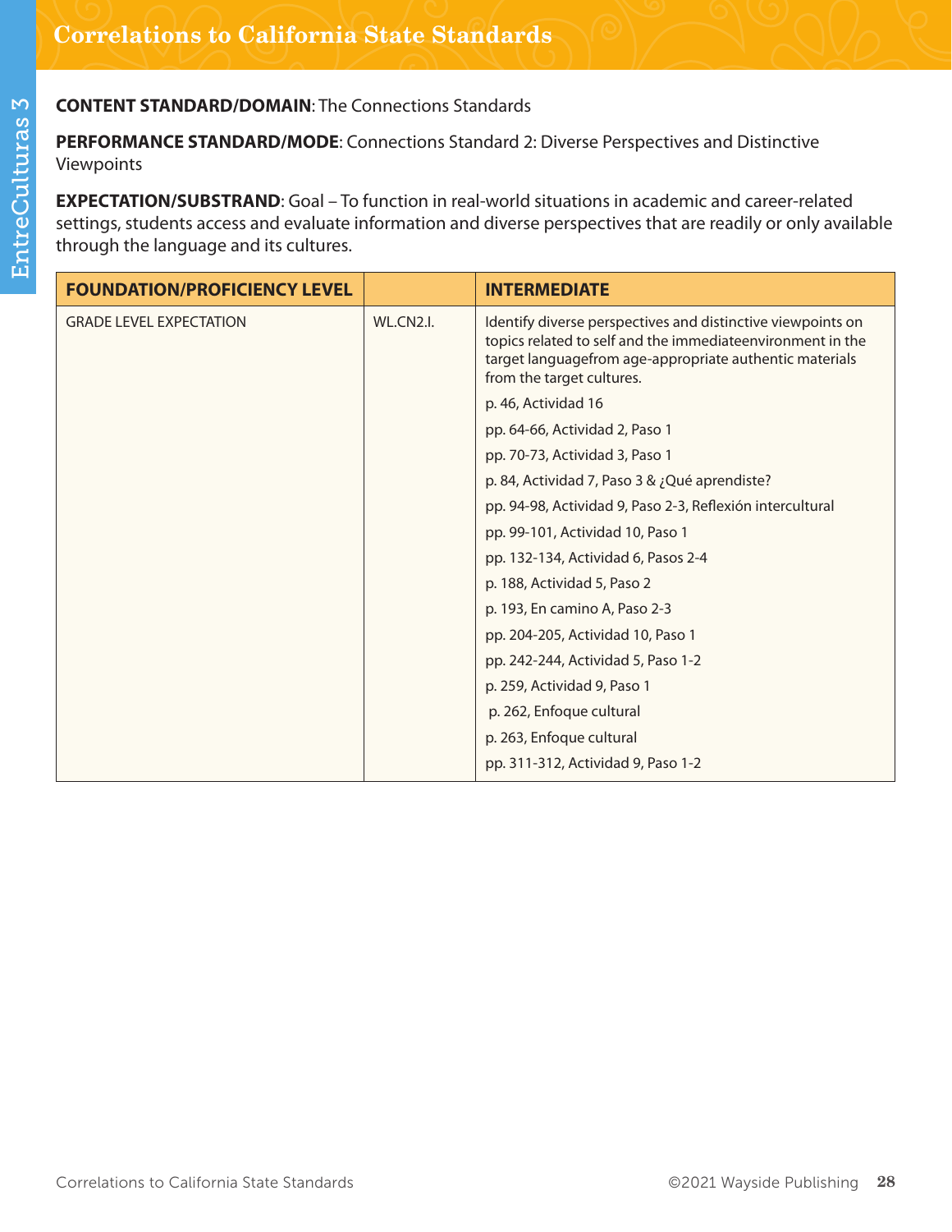## Correlations to California State Standards

**CONTENT STANDARD/DOMAIN**: The Connections Standards

**PERFORMANCE STANDARD/MODE**: Connections Standard 2: Diverse Perspectives and Distinctive Viewpoints

**EXPECTATION/SUBSTRAND**: Goal – To function in real-world situations in academic and career-related settings, students access and evaluate information and diverse perspectives that are readily or only available through the language and its cultures.

| FOUNDATION/PROFICIENCY LEVEL | | INTERMEDIATE |
|---|---|---|
| GRADE LEVEL EXPECTATION | WL.CN2.I. | Identify diverse perspectives and distinctive viewpoints on topics related to self and the immediateenvironment in the target languagefrom age-appropriate authentic materials from the target cultures.<br>p. 46, Actividad 16<br>pp. 64-66, Actividad 2, Paso 1<br>pp. 70-73, Actividad 3, Paso 1<br>p. 84, Actividad 7, Paso 3 & ¿Qué aprendiste?<br>pp. 94-98, Actividad 9, Paso 2-3, Reflexión intercultural<br>pp. 99-101, Actividad 10, Paso 1<br>pp. 132-134, Actividad 6, Pasos 2-4<br>p. 188, Actividad 5, Paso 2<br>p. 193, En camino A, Paso 2-3<br>pp. 204-205, Actividad 10, Paso 1<br>pp. 242-244, Actividad 5, Paso 1-2<br>p. 259, Actividad 9, Paso 1<br>p. 262, Enfoque cultural<br>p. 263, Enfoque cultural<br>pp. 311-312, Actividad 9, Paso 1-2 |